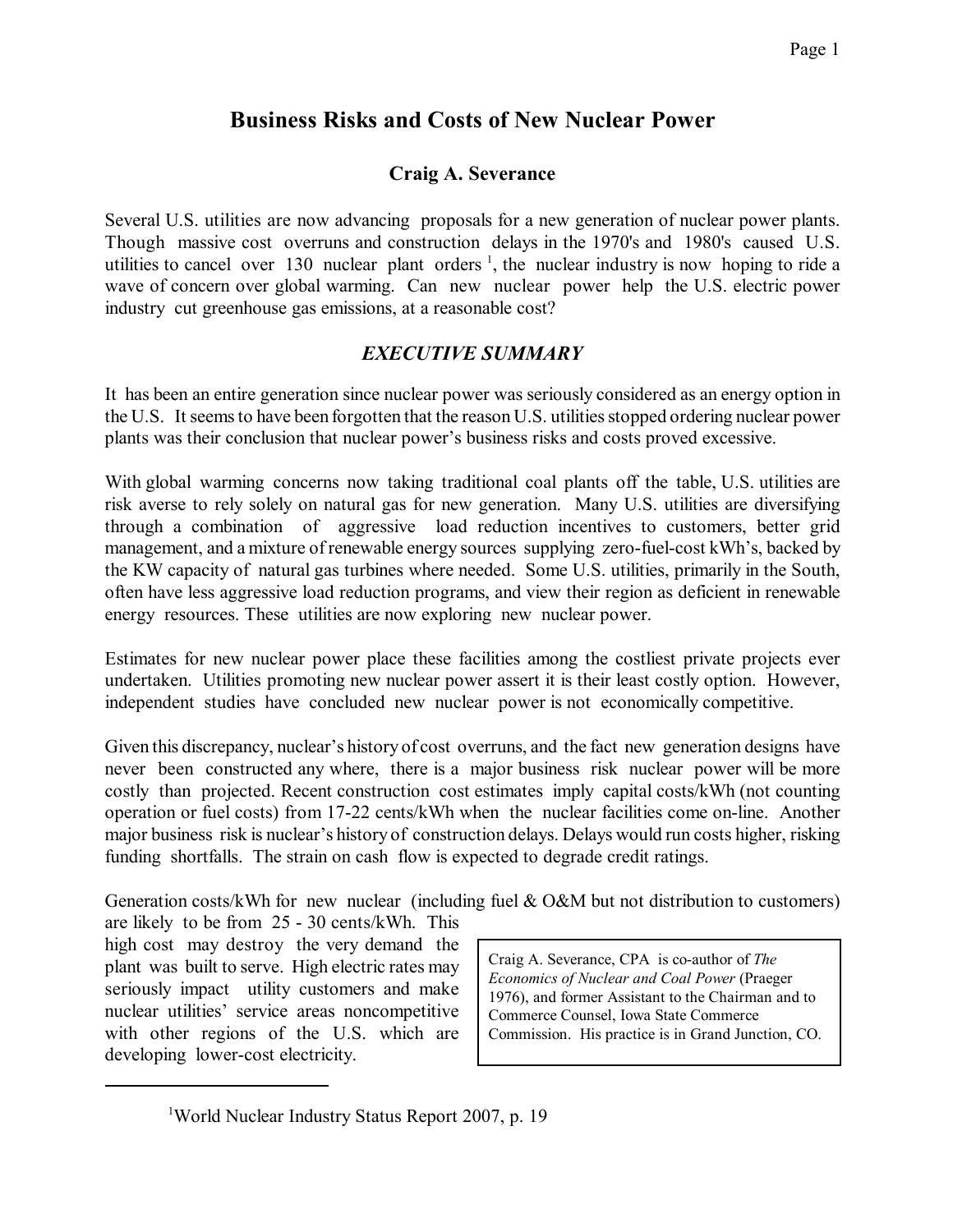# Business Risks and Costs of New Nuclear Power

### Craig A. Severance

Several U.S. utilities are now advancing proposals for a new generation of nuclear power plants. Though massive cost overruns and construction delays in the 1970's and 1980's caused U.S. utilities to cancel over 130 nuclear plant orders [1], the nuclear industry is now hoping to ride a wave of concern over global warming. Can new nuclear power help the U.S. electric power industry cut greenhouse gas emissions, at a reasonable cost?

## *EXECUTIVE SUMMARY*

It has been an entire generation since nuclear power was seriously considered as an energy option in the U.S. It seems to have been forgotten that the reason U.S. utilities stopped ordering nuclear power plants was their conclusion that nuclear power's business risks and costs proved excessive.

With global warming concerns now taking traditional coal plants off the table, U.S. utilities are risk averse to rely solely on natural gas for new generation. Many U.S. utilities are diversifying through a combination of aggressive load reduction incentives to customers, better grid management, and a mixture of renewable energy sources supplying zero-fuel-cost kWh's, backed by the KW capacity of natural gas turbines where needed. Some U.S. utilities, primarily in the South, often have less aggressive load reduction programs, and view their region as deficient in renewable energy resources. These utilities are now exploring new nuclear power.

Estimates for new nuclear power place these facilities among the costliest private projects ever undertaken. Utilities promoting new nuclear power assert it is their least costly option. However, independent studies have concluded new nuclear power is not economically competitive.

Given this discrepancy, nuclear's history of cost overruns, and the fact new generation designs have never been constructed any where, there is a major business risk nuclear power will be more costly than projected. Recent construction cost estimates imply capital costs/kWh (not counting operation or fuel costs) from 17-22 cents/kWh when the nuclear facilities come on-line. Another major business risk is nuclear's history of construction delays. Delays would run costs higher, risking funding shortfalls. The strain on cash flow is expected to degrade credit ratings.

Generation costs/kWh for new nuclear (including fuel & O&M but not distribution to customers) are likely to be from 25 - 30 cents/kWh. This high cost may destroy the very demand the plant was built to serve. High electric rates may seriously impact utility customers and make nuclear utilities' service areas noncompetitive with other regions of the U.S. which are developing lower-cost electricity.

> Craig A. Severance, CPA is co-author of *The Economics of Nuclear and Coal Power* (Praeger 1976), and former Assistant to the Chairman and to Commerce Counsel, Iowa State Commerce Commission. His practice is in Grand Junction, CO.

---

[1] World Nuclear Industry Status Report 2007, p. 19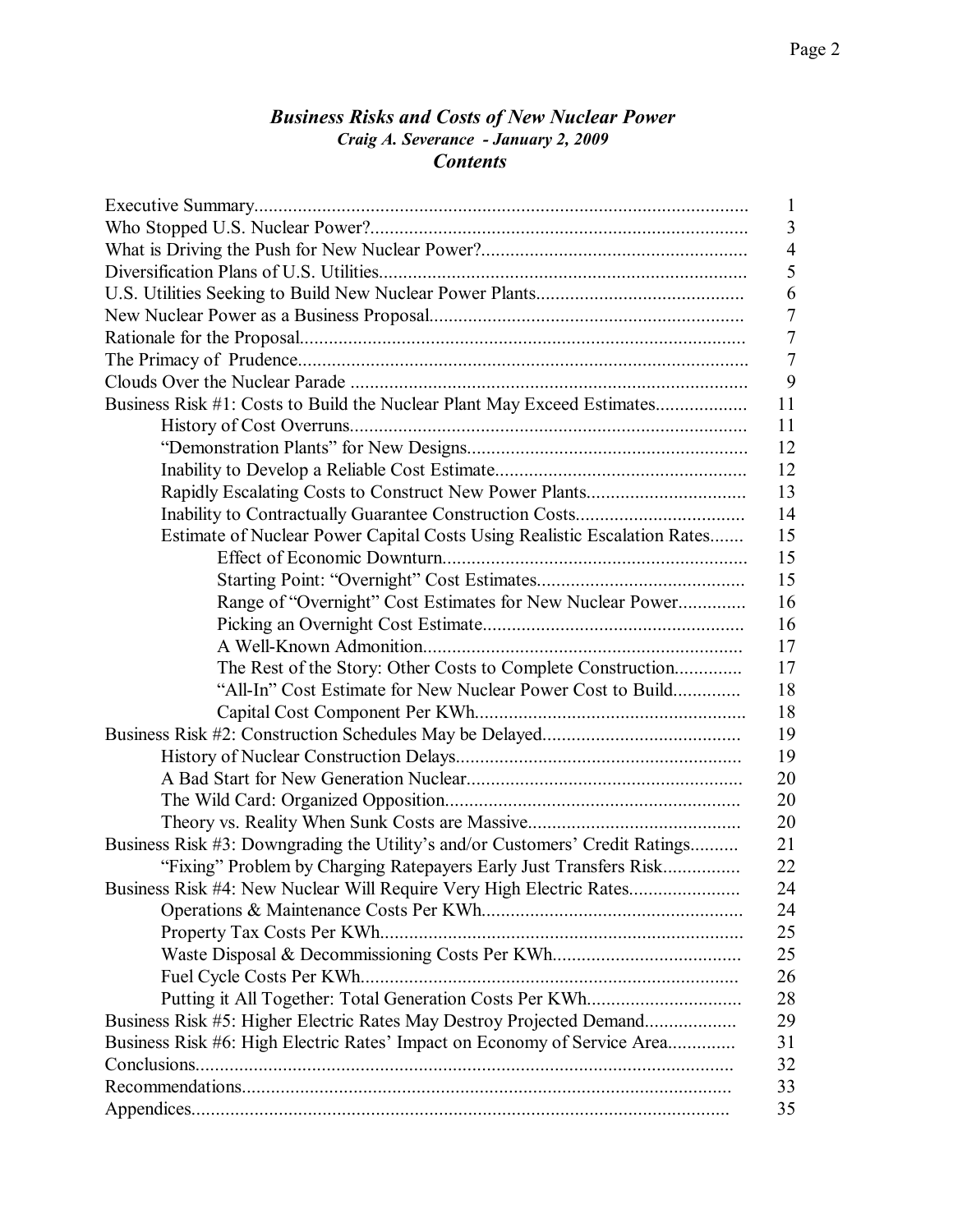# *Business Risks and Costs of New Nuclear Power*

***Craig A. Severance - January 2, 2009***

## *Contents*

| | |
|---|---|
| Executive Summary | 1 |
| Who Stopped U.S. Nuclear Power? | 3 |
| What is Driving the Push for New Nuclear Power? | 4 |
| Diversification Plans of U.S. Utilities | 5 |
| U.S. Utilities Seeking to Build New Nuclear Power Plants | 6 |
| New Nuclear Power as a Business Proposal | 7 |
| Rationale for the Proposal | 7 |
| The Primacy of Prudence | 7 |
| Clouds Over the Nuclear Parade | 9 |
| Business Risk #1: Costs to Build the Nuclear Plant May Exceed Estimates | 11 |
| &nbsp;&nbsp;&nbsp;&nbsp;History of Cost Overruns | 11 |
| &nbsp;&nbsp;&nbsp;&nbsp;"Demonstration Plants" for New Designs | 12 |
| &nbsp;&nbsp;&nbsp;&nbsp;Inability to Develop a Reliable Cost Estimate | 12 |
| &nbsp;&nbsp;&nbsp;&nbsp;Rapidly Escalating Costs to Construct New Power Plants | 13 |
| &nbsp;&nbsp;&nbsp;&nbsp;Inability to Contractually Guarantee Construction Costs | 14 |
| &nbsp;&nbsp;&nbsp;&nbsp;Estimate of Nuclear Power Capital Costs Using Realistic Escalation Rates | 15 |
| &nbsp;&nbsp;&nbsp;&nbsp;&nbsp;&nbsp;&nbsp;&nbsp;Effect of Economic Downturn | 15 |
| &nbsp;&nbsp;&nbsp;&nbsp;&nbsp;&nbsp;&nbsp;&nbsp;Starting Point: "Overnight" Cost Estimates | 15 |
| &nbsp;&nbsp;&nbsp;&nbsp;&nbsp;&nbsp;&nbsp;&nbsp;Range of "Overnight" Cost Estimates for New Nuclear Power | 16 |
| &nbsp;&nbsp;&nbsp;&nbsp;&nbsp;&nbsp;&nbsp;&nbsp;Picking an Overnight Cost Estimate | 16 |
| &nbsp;&nbsp;&nbsp;&nbsp;&nbsp;&nbsp;&nbsp;&nbsp;A Well-Known Admonition | 17 |
| &nbsp;&nbsp;&nbsp;&nbsp;&nbsp;&nbsp;&nbsp;&nbsp;The Rest of the Story: Other Costs to Complete Construction | 17 |
| &nbsp;&nbsp;&nbsp;&nbsp;&nbsp;&nbsp;&nbsp;&nbsp;"All-In" Cost Estimate for New Nuclear Power Cost to Build | 18 |
| &nbsp;&nbsp;&nbsp;&nbsp;&nbsp;&nbsp;&nbsp;&nbsp;Capital Cost Component Per KWh | 18 |
| Business Risk #2: Construction Schedules May be Delayed | 19 |
| &nbsp;&nbsp;&nbsp;&nbsp;History of Nuclear Construction Delays | 19 |
| &nbsp;&nbsp;&nbsp;&nbsp;A Bad Start for New Generation Nuclear | 20 |
| &nbsp;&nbsp;&nbsp;&nbsp;The Wild Card: Organized Opposition | 20 |
| &nbsp;&nbsp;&nbsp;&nbsp;Theory vs. Reality When Sunk Costs are Massive | 20 |
| Business Risk #3: Downgrading the Utility's and/or Customers' Credit Ratings | 21 |
| &nbsp;&nbsp;&nbsp;&nbsp;"Fixing" Problem by Charging Ratepayers Early Just Transfers Risk | 22 |
| Business Risk #4: New Nuclear Will Require Very High Electric Rates | 24 |
| &nbsp;&nbsp;&nbsp;&nbsp;Operations & Maintenance Costs Per KWh | 24 |
| &nbsp;&nbsp;&nbsp;&nbsp;Property Tax Costs Per KWh | 25 |
| &nbsp;&nbsp;&nbsp;&nbsp;Waste Disposal & Decommissioning Costs Per KWh | 25 |
| &nbsp;&nbsp;&nbsp;&nbsp;Fuel Cycle Costs Per KWh | 26 |
| &nbsp;&nbsp;&nbsp;&nbsp;Putting it All Together: Total Generation Costs Per KWh | 28 |
| Business Risk #5: Higher Electric Rates May Destroy Projected Demand | 29 |
| Business Risk #6: High Electric Rates' Impact on Economy of Service Area | 31 |
| Conclusions | 32 |
| Recommendations | 33 |
| Appendices | 35 |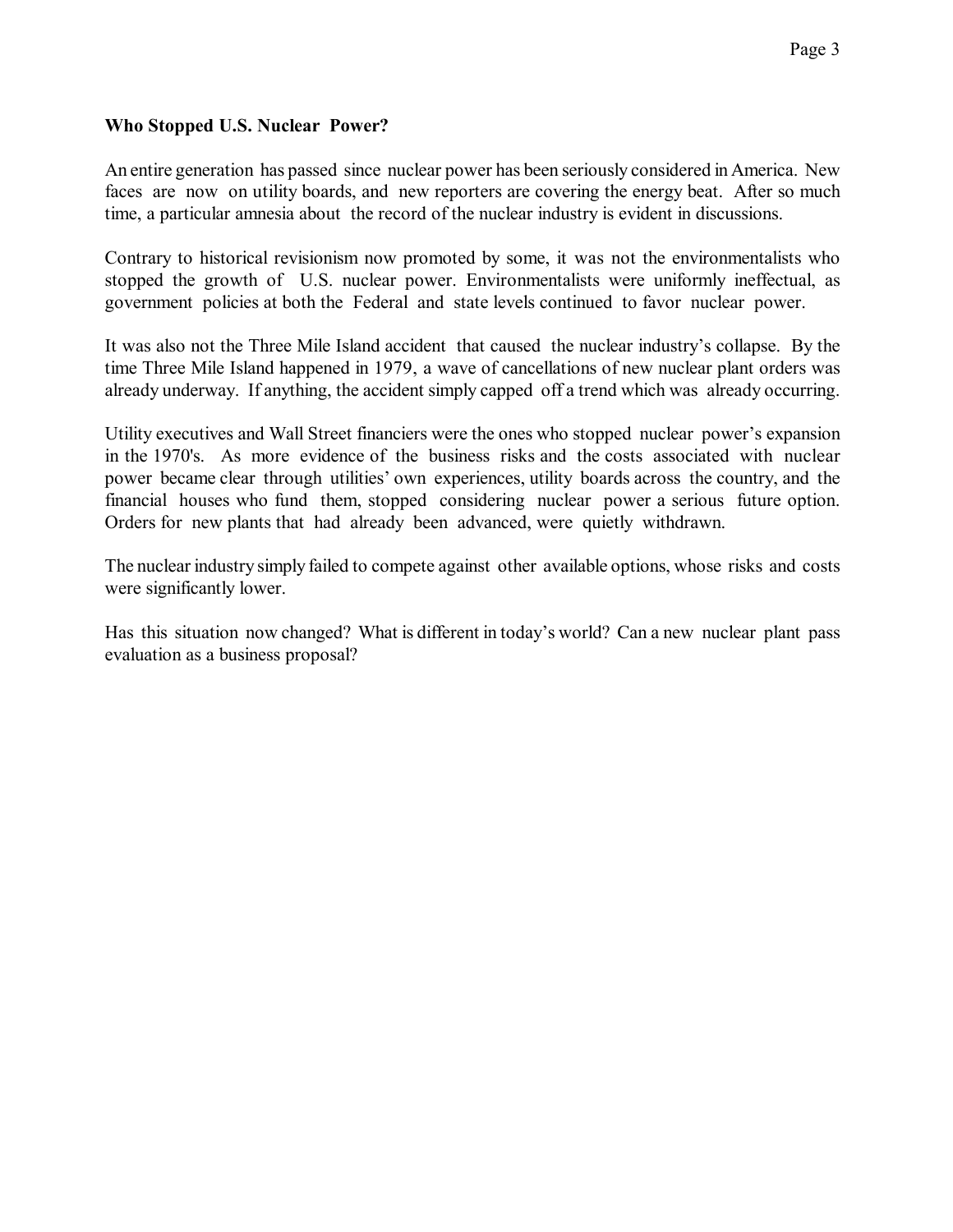### **Who Stopped U.S. Nuclear Power?**

An entire generation has passed since nuclear power has been seriously considered in America. New faces are now on utility boards, and new reporters are covering the energy beat. After so much time, a particular amnesia about the record of the nuclear industry is evident in discussions.

Contrary to historical revisionism now promoted by some, it was not the environmentalists who stopped the growth of U.S. nuclear power. Environmentalists were uniformly ineffectual, as government policies at both the Federal and state levels continued to favor nuclear power.

It was also not the Three Mile Island accident that caused the nuclear industry's collapse. By the time Three Mile Island happened in 1979, a wave of cancellations of new nuclear plant orders was already underway. If anything, the accident simply capped off a trend which was already occurring.

Utility executives and Wall Street financiers were the ones who stopped nuclear power's expansion in the 1970's. As more evidence of the business risks and the costs associated with nuclear power became clear through utilities' own experiences, utility boards across the country, and the financial houses who fund them, stopped considering nuclear power a serious future option. Orders for new plants that had already been advanced, were quietly withdrawn.

The nuclear industry simply failed to compete against other available options, whose risks and costs were significantly lower.

Has this situation now changed? What is different in today's world? Can a new nuclear plant pass evaluation as a business proposal?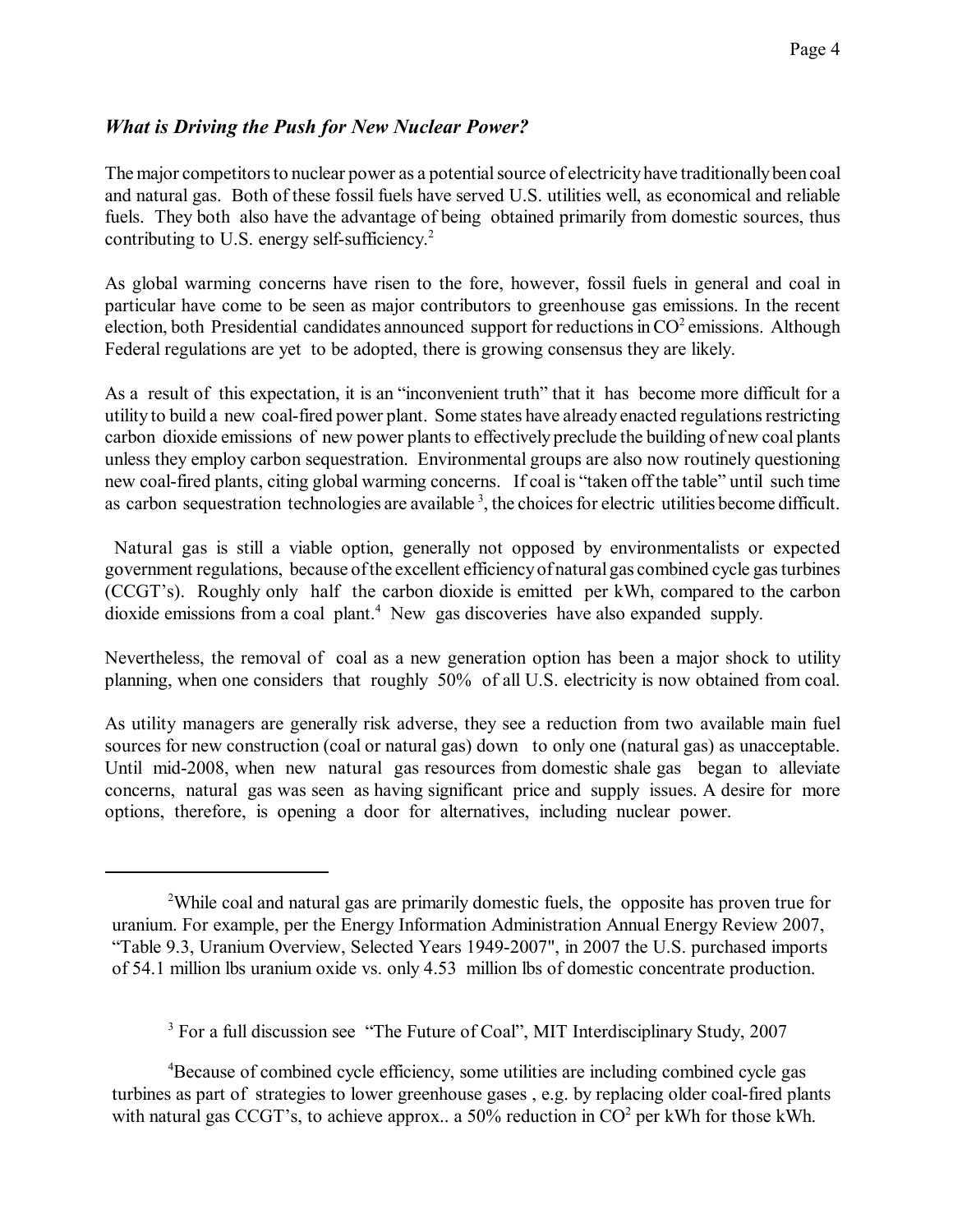## *What is Driving the Push for New Nuclear Power?*

The major competitors to nuclear power as a potential source of electricity have traditionally been coal and natural gas. Both of these fossil fuels have served U.S. utilities well, as economical and reliable fuels. They both also have the advantage of being obtained primarily from domestic sources, thus contributing to U.S. energy self-sufficiency.[2]

As global warming concerns have risen to the fore, however, fossil fuels in general and coal in particular have come to be seen as major contributors to greenhouse gas emissions. In the recent election, both Presidential candidates announced support for reductions in $CO^2$ emissions. Although Federal regulations are yet to be adopted, there is growing consensus they are likely.

As a result of this expectation, it is an "inconvenient truth" that it has become more difficult for a utility to build a new coal-fired power plant. Some states have already enacted regulations restricting carbon dioxide emissions of new power plants to effectively preclude the building of new coal plants unless they employ carbon sequestration. Environmental groups are also now routinely questioning new coal-fired plants, citing global warming concerns. If coal is "taken off the table" until such time as carbon sequestration technologies are available [3], the choices for electric utilities become difficult.

Natural gas is still a viable option, generally not opposed by environmentalists or expected government regulations, because of the excellent efficiency of natural gas combined cycle gas turbines (CCGT's). Roughly only half the carbon dioxide is emitted per kWh, compared to the carbon dioxide emissions from a coal plant.[4] New gas discoveries have also expanded supply.

Nevertheless, the removal of coal as a new generation option has been a major shock to utility planning, when one considers that roughly 50% of all U.S. electricity is now obtained from coal.

As utility managers are generally risk adverse, they see a reduction from two available main fuel sources for new construction (coal or natural gas) down to only one (natural gas) as unacceptable. Until mid-2008, when new natural gas resources from domestic shale gas began to alleviate concerns, natural gas was seen as having significant price and supply issues. A desire for more options, therefore, is opening a door for alternatives, including nuclear power.

---

[2] While coal and natural gas are primarily domestic fuels, the opposite has proven true for uranium. For example, per the Energy Information Administration Annual Energy Review 2007, "Table 9.3, Uranium Overview, Selected Years 1949-2007", in 2007 the U.S. purchased imports of 54.1 million lbs uranium oxide vs. only 4.53 million lbs of domestic concentrate production.

[3] For a full discussion see "The Future of Coal", MIT Interdisciplinary Study, 2007

[4] Because of combined cycle efficiency, some utilities are including combined cycle gas turbines as part of strategies to lower greenhouse gases , e.g. by replacing older coal-fired plants with natural gas CCGT's, to achieve approx.. a 50% reduction in $CO^2$ per kWh for those kWh.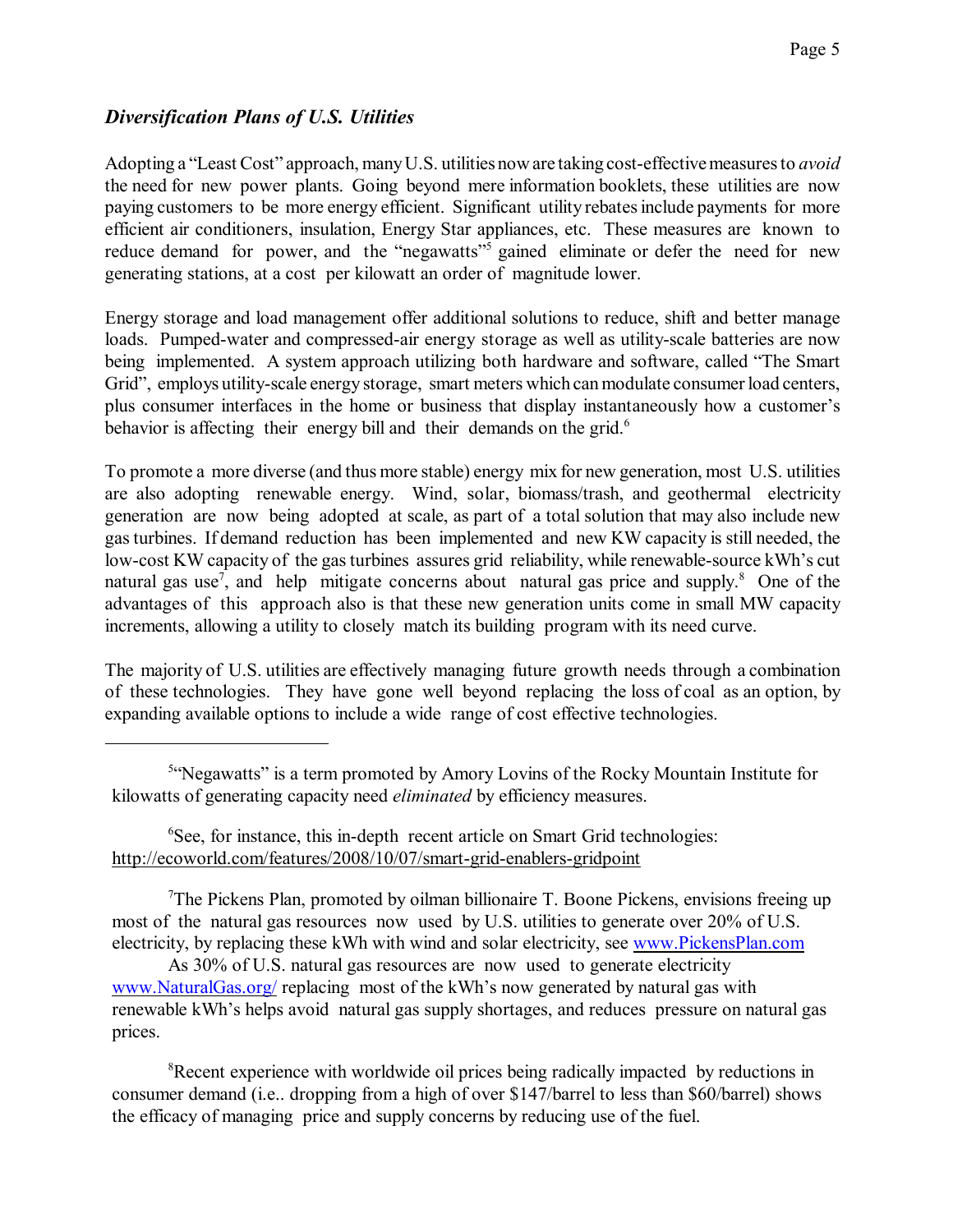## *Diversification Plans of U.S. Utilities*

Adopting a "Least Cost" approach, many U.S. utilities now are taking cost-effective measures to *avoid* the need for new power plants. Going beyond mere information booklets, these utilities are now paying customers to be more energy efficient. Significant utility rebates include payments for more efficient air conditioners, insulation, Energy Star appliances, etc. These measures are known to reduce demand for power, and the "negawatts"[5] gained eliminate or defer the need for new generating stations, at a cost per kilowatt an order of magnitude lower.

Energy storage and load management offer additional solutions to reduce, shift and better manage loads. Pumped-water and compressed-air energy storage as well as utility-scale batteries are now being implemented. A system approach utilizing both hardware and software, called "The Smart Grid", employs utility-scale energy storage, smart meters which can modulate consumer load centers, plus consumer interfaces in the home or business that display instantaneously how a customer's behavior is affecting their energy bill and their demands on the grid.[6]

To promote a more diverse (and thus more stable) energy mix for new generation, most U.S. utilities are also adopting renewable energy. Wind, solar, biomass/trash, and geothermal electricity generation are now being adopted at scale, as part of a total solution that may also include new gas turbines. If demand reduction has been implemented and new KW capacity is still needed, the low-cost KW capacity of the gas turbines assures grid reliability, while renewable-source kWh's cut natural gas use[7], and help mitigate concerns about natural gas price and supply.[8] One of the advantages of this approach also is that these new generation units come in small MW capacity increments, allowing a utility to closely match its building program with its need curve.

The majority of U.S. utilities are effectively managing future growth needs through a combination of these technologies. They have gone well beyond replacing the loss of coal as an option, by expanding available options to include a wide range of cost effective technologies.

---

[5] "Negawatts" is a term promoted by Amory Lovins of the Rocky Mountain Institute for kilowatts of generating capacity need *eliminated* by efficiency measures.

[6] See, for instance, this in-depth recent article on Smart Grid technologies: http://ecoworld.com/features/2008/10/07/smart-grid-enablers-gridpoint

[7] The Pickens Plan, promoted by oilman billionaire T. Boone Pickens, envisions freeing up most of the natural gas resources now used by U.S. utilities to generate over 20% of U.S. electricity, by replacing these kWh with wind and solar electricity, see www.PickensPlan.com

As 30% of U.S. natural gas resources are now used to generate electricity www.NaturalGas.org/ replacing most of the kWh's now generated by natural gas with renewable kWh's helps avoid natural gas supply shortages, and reduces pressure on natural gas prices.

[8] Recent experience with worldwide oil prices being radically impacted by reductions in consumer demand (i.e.. dropping from a high of over $147/barrel to less than $60/barrel) shows the efficacy of managing price and supply concerns by reducing use of the fuel.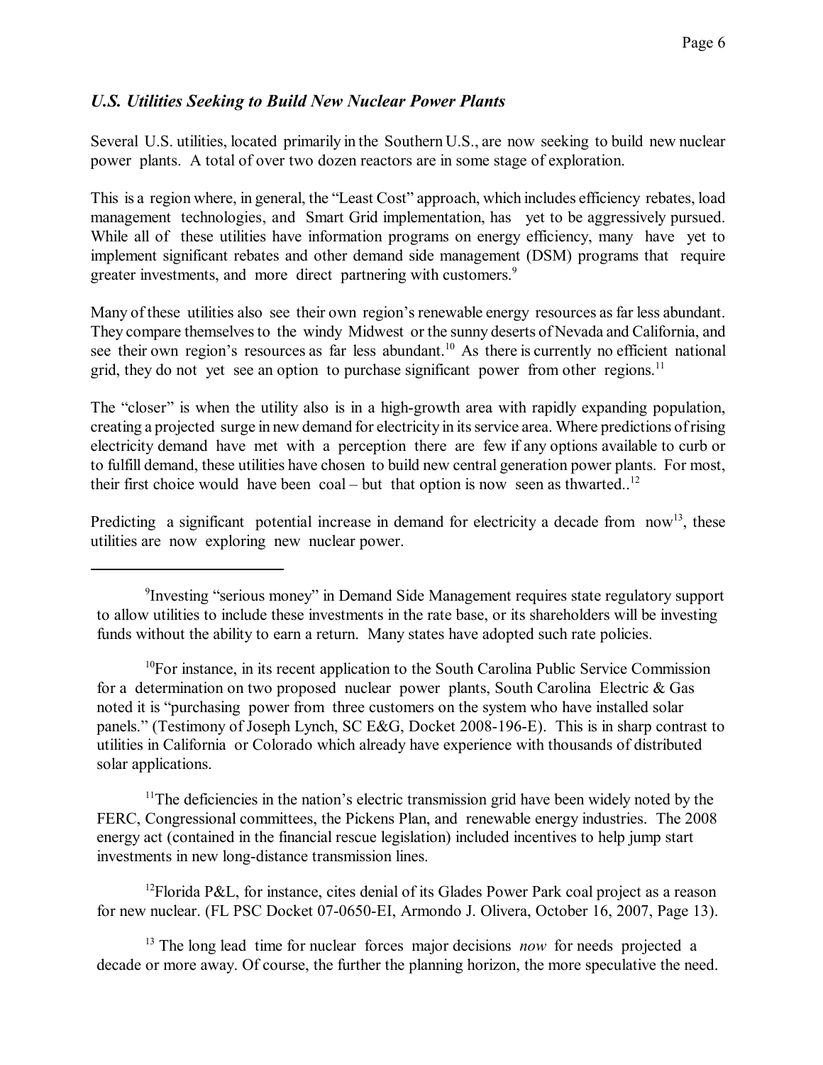### *U.S. Utilities Seeking to Build New Nuclear Power Plants*

Several U.S. utilities, located primarily in the Southern U.S., are now seeking to build new nuclear power plants. A total of over two dozen reactors are in some stage of exploration.

This is a region where, in general, the "Least Cost" approach, which includes efficiency rebates, load management technologies, and Smart Grid implementation, has yet to be aggressively pursued. While all of these utilities have information programs on energy efficiency, many have yet to implement significant rebates and other demand side management (DSM) programs that require greater investments, and more direct partnering with customers.[9]

Many of these utilities also see their own region's renewable energy resources as far less abundant. They compare themselves to the windy Midwest or the sunny deserts of Nevada and California, and see their own region's resources as far less abundant.[10] As there is currently no efficient national grid, they do not yet see an option to purchase significant power from other regions.[11]

The "closer" is when the utility also is in a high-growth area with rapidly expanding population, creating a projected surge in new demand for electricity in its service area. Where predictions of rising electricity demand have met with a perception there are few if any options available to curb or to fulfill demand, these utilities have chosen to build new central generation power plants. For most, their first choice would have been coal – but that option is now seen as thwarted..[12]

Predicting a significant potential increase in demand for electricity a decade from now[13], these utilities are now exploring new nuclear power.

---

[9] Investing "serious money" in Demand Side Management requires state regulatory support to allow utilities to include these investments in the rate base, or its shareholders will be investing funds without the ability to earn a return. Many states have adopted such rate policies.

[10] For instance, in its recent application to the South Carolina Public Service Commission for a determination on two proposed nuclear power plants, South Carolina Electric & Gas noted it is "purchasing power from three customers on the system who have installed solar panels." (Testimony of Joseph Lynch, SC E&G, Docket 2008-196-E). This is in sharp contrast to utilities in California or Colorado which already have experience with thousands of distributed solar applications.

[11] The deficiencies in the nation's electric transmission grid have been widely noted by the FERC, Congressional committees, the Pickens Plan, and renewable energy industries. The 2008 energy act (contained in the financial rescue legislation) included incentives to help jump start investments in new long-distance transmission lines.

[12] Florida P&L, for instance, cites denial of its Glades Power Park coal project as a reason for new nuclear. (FL PSC Docket 07-0650-EI, Armondo J. Olivera, October 16, 2007, Page 13).

[13] The long lead time for nuclear forces major decisions *now* for needs projected a decade or more away. Of course, the further the planning horizon, the more speculative the need.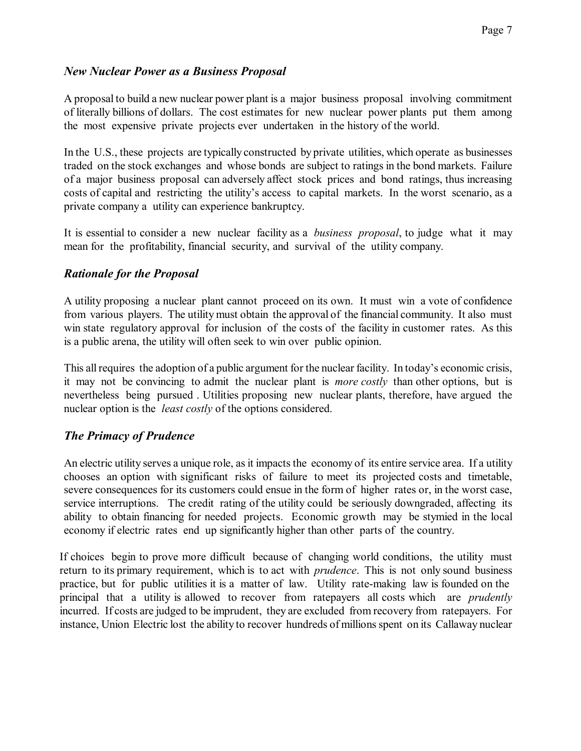## *New Nuclear Power as a Business Proposal*

A proposal to build a new nuclear power plant is a major business proposal involving commitment of literally billions of dollars. The cost estimates for new nuclear power plants put them among the most expensive private projects ever undertaken in the history of the world.

In the U.S., these projects are typically constructed by private utilities, which operate as businesses traded on the stock exchanges and whose bonds are subject to ratings in the bond markets. Failure of a major business proposal can adversely affect stock prices and bond ratings, thus increasing costs of capital and restricting the utility's access to capital markets. In the worst scenario, as a private company a utility can experience bankruptcy.

It is essential to consider a new nuclear facility as a *business proposal*, to judge what it may mean for the profitability, financial security, and survival of the utility company.

## *Rationale for the Proposal*

A utility proposing a nuclear plant cannot proceed on its own. It must win a vote of confidence from various players. The utility must obtain the approval of the financial community. It also must win state regulatory approval for inclusion of the costs of the facility in customer rates. As this is a public arena, the utility will often seek to win over public opinion.

This all requires the adoption of a public argument for the nuclear facility. In today's economic crisis, it may not be convincing to admit the nuclear plant is *more costly* than other options, but is nevertheless being pursued . Utilities proposing new nuclear plants, therefore, have argued the nuclear option is the *least costly* of the options considered.

## *The Primacy of Prudence*

An electric utility serves a unique role, as it impacts the economy of its entire service area. If a utility chooses an option with significant risks of failure to meet its projected costs and timetable, severe consequences for its customers could ensue in the form of higher rates or, in the worst case, service interruptions. The credit rating of the utility could be seriously downgraded, affecting its ability to obtain financing for needed projects. Economic growth may be stymied in the local economy if electric rates end up significantly higher than other parts of the country.

If choices begin to prove more difficult because of changing world conditions, the utility must return to its primary requirement, which is to act with *prudence*. This is not only sound business practice, but for public utilities it is a matter of law. Utility rate-making law is founded on the principal that a utility is allowed to recover from ratepayers all costs which are *prudently* incurred. If costs are judged to be imprudent, they are excluded from recovery from ratepayers. For instance, Union Electric lost the ability to recover hundreds of millions spent on its Callaway nuclear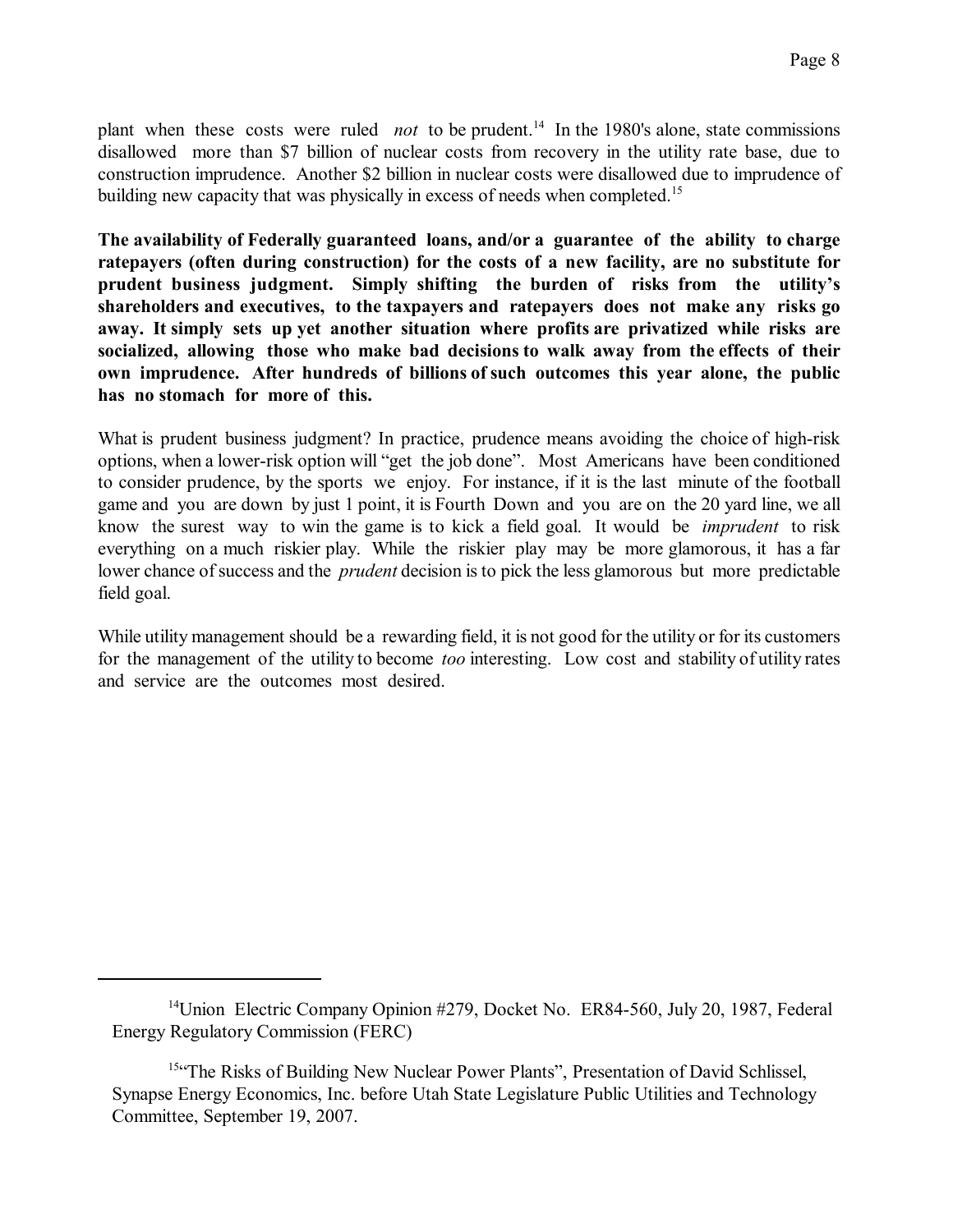plant when these costs were ruled *not* to be prudent.[14] In the 1980's alone, state commissions disallowed more than $7 billion of nuclear costs from recovery in the utility rate base, due to construction imprudence. Another $2 billion in nuclear costs were disallowed due to imprudence of building new capacity that was physically in excess of needs when completed.[15]

**The availability of Federally guaranteed loans, and/or a guarantee of the ability to charge ratepayers (often during construction) for the costs of a new facility, are no substitute for prudent business judgment. Simply shifting the burden of risks from the utility's shareholders and executives, to the taxpayers and ratepayers does not make any risks go away. It simply sets up yet another situation where profits are privatized while risks are socialized, allowing those who make bad decisions to walk away from the effects of their own imprudence. After hundreds of billions of such outcomes this year alone, the public has no stomach for more of this.**

What is prudent business judgment? In practice, prudence means avoiding the choice of high-risk options, when a lower-risk option will "get the job done". Most Americans have been conditioned to consider prudence, by the sports we enjoy. For instance, if it is the last minute of the football game and you are down by just 1 point, it is Fourth Down and you are on the 20 yard line, we all know the surest way to win the game is to kick a field goal. It would be *imprudent* to risk everything on a much riskier play. While the riskier play may be more glamorous, it has a far lower chance of success and the *prudent* decision is to pick the less glamorous but more predictable field goal.

While utility management should be a rewarding field, it is not good for the utility or for its customers for the management of the utility to become *too* interesting. Low cost and stability of utility rates and service are the outcomes most desired.

---

[14] Union Electric Company Opinion #279, Docket No. ER84-560, July 20, 1987, Federal Energy Regulatory Commission (FERC)

[15] "The Risks of Building New Nuclear Power Plants", Presentation of David Schlissel, Synapse Energy Economics, Inc. before Utah State Legislature Public Utilities and Technology Committee, September 19, 2007.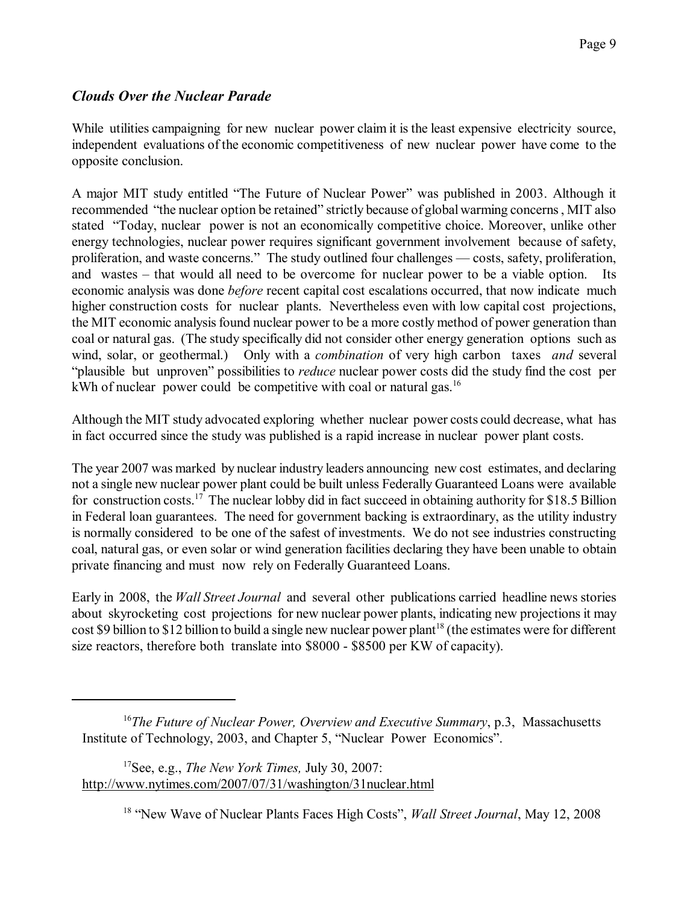## *Clouds Over the Nuclear Parade*

While utilities campaigning for new nuclear power claim it is the least expensive electricity source, independent evaluations of the economic competitiveness of new nuclear power have come to the opposite conclusion.

A major MIT study entitled "The Future of Nuclear Power" was published in 2003. Although it recommended "the nuclear option be retained" strictly because of global warming concerns, MIT also stated "Today, nuclear power is not an economically competitive choice. Moreover, unlike other energy technologies, nuclear power requires significant government involvement because of safety, proliferation, and waste concerns." The study outlined four challenges — costs, safety, proliferation, and wastes – that would all need to be overcome for nuclear power to be a viable option. Its economic analysis was done *before* recent capital cost escalations occurred, that now indicate much higher construction costs for nuclear plants. Nevertheless even with low capital cost projections, the MIT economic analysis found nuclear power to be a more costly method of power generation than coal or natural gas. (The study specifically did not consider other energy generation options such as wind, solar, or geothermal.) Only with a *combination* of very high carbon taxes *and* several "plausible but unproven" possibilities to *reduce* nuclear power costs did the study find the cost per kWh of nuclear power could be competitive with coal or natural gas.[16]

Although the MIT study advocated exploring whether nuclear power costs could decrease, what has in fact occurred since the study was published is a rapid increase in nuclear power plant costs.

The year 2007 was marked by nuclear industry leaders announcing new cost estimates, and declaring not a single new nuclear power plant could be built unless Federally Guaranteed Loans were available for construction costs.[17] The nuclear lobby did in fact succeed in obtaining authority for $18.5 Billion in Federal loan guarantees. The need for government backing is extraordinary, as the utility industry is normally considered to be one of the safest of investments. We do not see industries constructing coal, natural gas, or even solar or wind generation facilities declaring they have been unable to obtain private financing and must now rely on Federally Guaranteed Loans.

Early in 2008, the *Wall Street Journal* and several other publications carried headline news stories about skyrocketing cost projections for new nuclear power plants, indicating new projections it may cost $9 billion to $12 billion to build a single new nuclear power plant[18] (the estimates were for different size reactors, therefore both translate into $8000 - $8500 per KW of capacity).

---

[16] *The Future of Nuclear Power, Overview and Executive Summary*, p.3, Massachusetts Institute of Technology, 2003, and Chapter 5, "Nuclear Power Economics".

[17] See, e.g., *The New York Times,* July 30, 2007: http://www.nytimes.com/2007/07/31/washington/31nuclear.html

[18] "New Wave of Nuclear Plants Faces High Costs", *Wall Street Journal*, May 12, 2008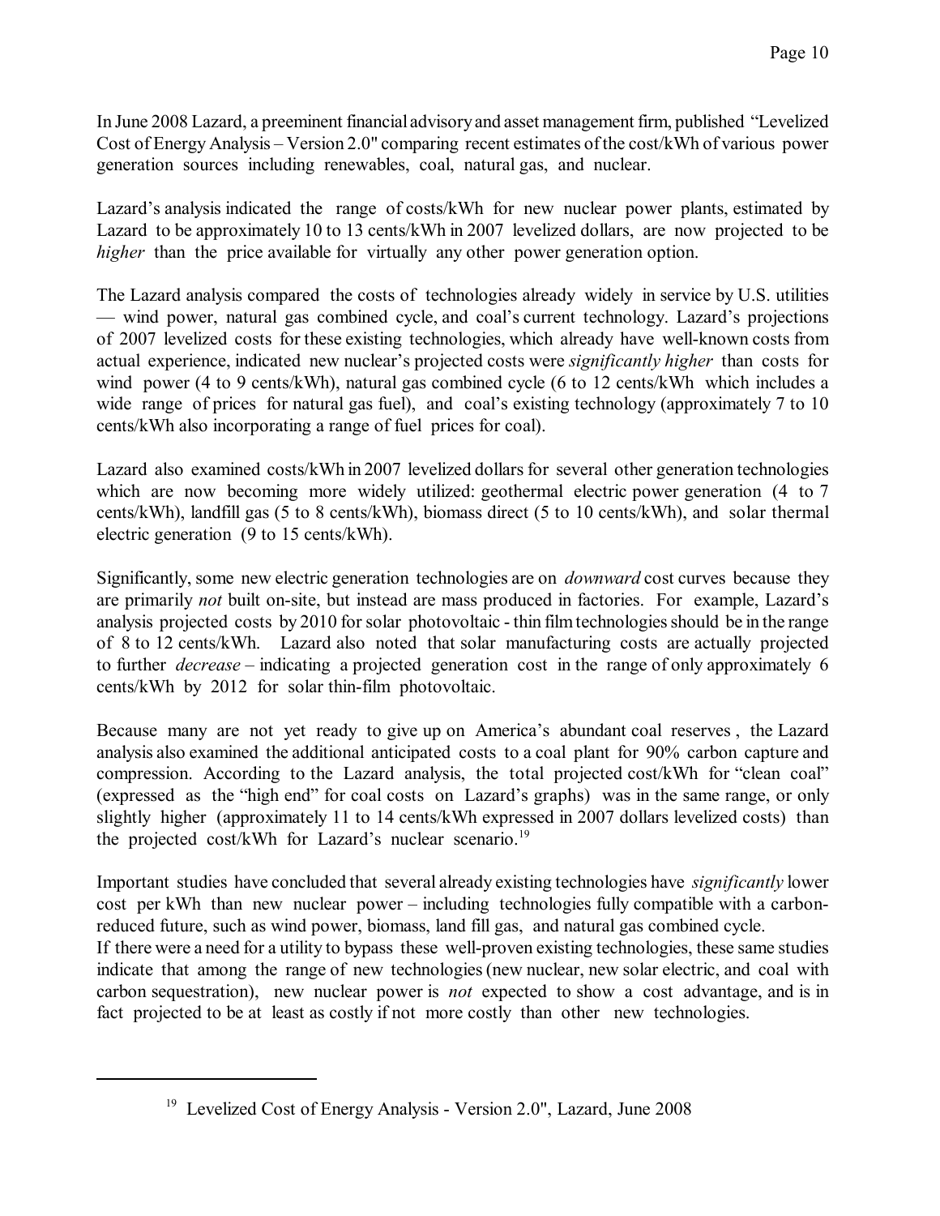In June 2008 Lazard, a preeminent financial advisory and asset management firm, published "Levelized Cost of Energy Analysis – Version 2.0" comparing recent estimates of the cost/kWh of various power generation sources including renewables, coal, natural gas, and nuclear.

Lazard's analysis indicated the range of costs/kWh for new nuclear power plants, estimated by Lazard to be approximately 10 to 13 cents/kWh in 2007 levelized dollars, are now projected to be *higher* than the price available for virtually any other power generation option.

The Lazard analysis compared the costs of technologies already widely in service by U.S. utilities — wind power, natural gas combined cycle, and coal's current technology. Lazard's projections of 2007 levelized costs for these existing technologies, which already have well-known costs from actual experience, indicated new nuclear's projected costs were *significantly higher* than costs for wind power (4 to 9 cents/kWh), natural gas combined cycle (6 to 12 cents/kWh which includes a wide range of prices for natural gas fuel), and coal's existing technology (approximately 7 to 10 cents/kWh also incorporating a range of fuel prices for coal).

Lazard also examined costs/kWh in 2007 levelized dollars for several other generation technologies which are now becoming more widely utilized: geothermal electric power generation (4 to 7 cents/kWh), landfill gas (5 to 8 cents/kWh), biomass direct (5 to 10 cents/kWh), and solar thermal electric generation (9 to 15 cents/kWh).

Significantly, some new electric generation technologies are on *downward* cost curves because they are primarily *not* built on-site, but instead are mass produced in factories. For example, Lazard's analysis projected costs by 2010 for solar photovoltaic - thin film technologies should be in the range of 8 to 12 cents/kWh. Lazard also noted that solar manufacturing costs are actually projected to further *decrease* – indicating a projected generation cost in the range of only approximately 6 cents/kWh by 2012 for solar thin-film photovoltaic.

Because many are not yet ready to give up on America's abundant coal reserves , the Lazard analysis also examined the additional anticipated costs to a coal plant for 90% carbon capture and compression. According to the Lazard analysis, the total projected cost/kWh for "clean coal" (expressed as the "high end" for coal costs on Lazard's graphs) was in the same range, or only slightly higher (approximately 11 to 14 cents/kWh expressed in 2007 dollars levelized costs) than the projected cost/kWh for Lazard's nuclear scenario.[19]

Important studies have concluded that several already existing technologies have *significantly* lower cost per kWh than new nuclear power – including technologies fully compatible with a carbon-reduced future, such as wind power, biomass, land fill gas, and natural gas combined cycle.
If there were a need for a utility to bypass these well-proven existing technologies, these same studies indicate that among the range of new technologies (new nuclear, new solar electric, and coal with carbon sequestration), new nuclear power is *not* expected to show a cost advantage, and is in fact projected to be at least as costly if not more costly than other new technologies.

---

[19] Levelized Cost of Energy Analysis - Version 2.0", Lazard, June 2008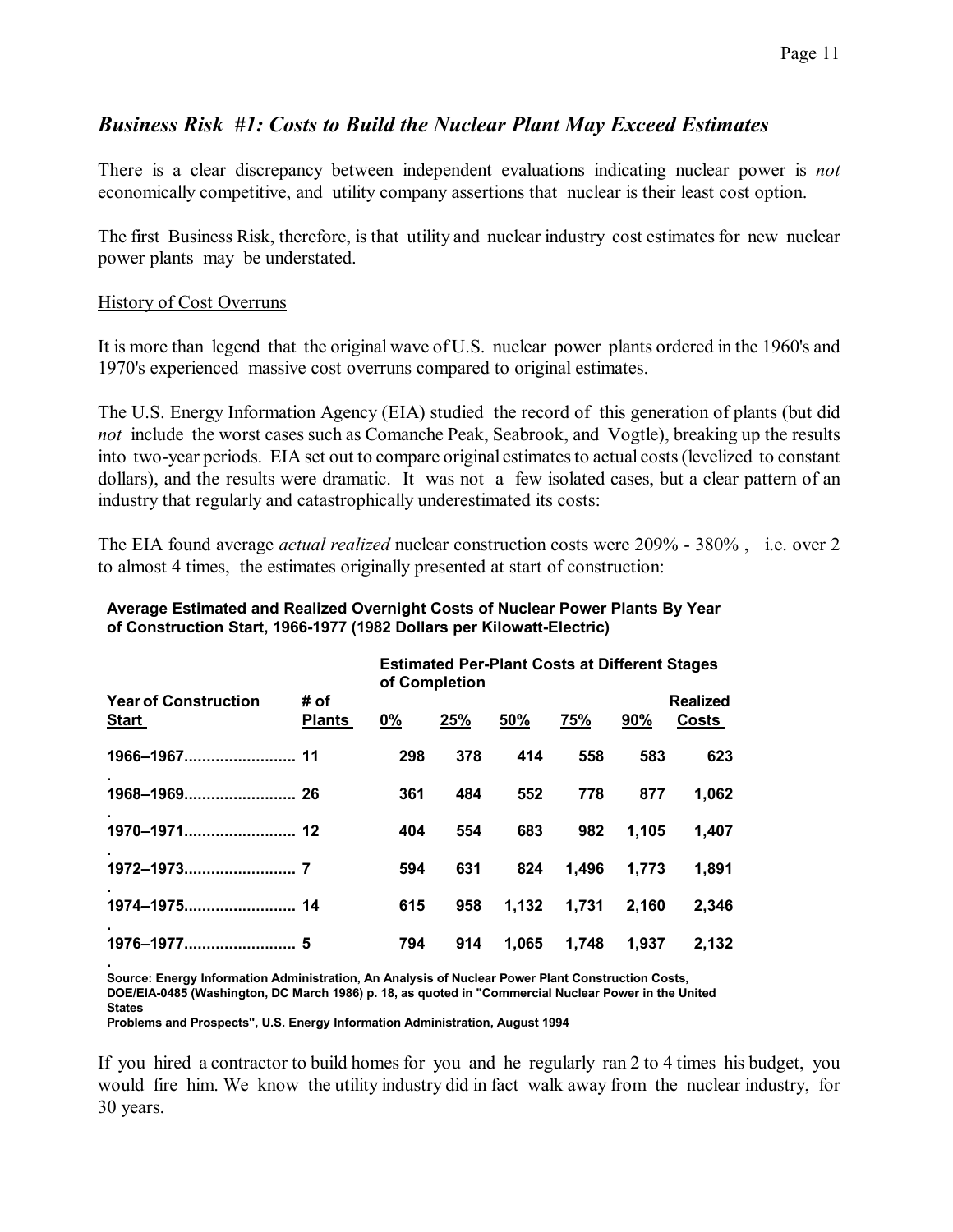## *Business Risk #1: Costs to Build the Nuclear Plant May Exceed Estimates*

There is a clear discrepancy between independent evaluations indicating nuclear power is *not* economically competitive, and utility company assertions that nuclear is their least cost option.

The first Business Risk, therefore, is that utility and nuclear industry cost estimates for new nuclear power plants may be understated.

History of Cost Overruns

It is more than legend that the original wave of U.S. nuclear power plants ordered in the 1960's and 1970's experienced massive cost overruns compared to original estimates.

The U.S. Energy Information Agency (EIA) studied the record of this generation of plants (but did *not* include the worst cases such as Comanche Peak, Seabrook, and Vogtle), breaking up the results into two-year periods. EIA set out to compare original estimates to actual costs (levelized to constant dollars), and the results were dramatic. It was not a few isolated cases, but a clear pattern of an industry that regularly and catastrophically underestimated its costs:

The EIA found average *actual realized* nuclear construction costs were 209% - 380%, i.e. over 2 to almost 4 times, the estimates originally presented at start of construction:

**Average Estimated and Realized Overnight Costs of Nuclear Power Plants By Year of Construction Start, 1966-1977 (1982 Dollars per Kilowatt-Electric)**

| Year of Construction Start | # of Plants | Estimated Per-Plant Costs at Different Stages of Completion | | | | | Realized Costs |
|---|---|---|---|---|---|---|---|
| | | 0% | 25% | 50% | 75% | 90% | |
| 1966–1967 | 11 | 298 | 378 | 414 | 558 | 583 | 623 |
| 1968–1969 | 26 | 361 | 484 | 552 | 778 | 877 | 1,062 |
| 1970–1971 | 12 | 404 | 554 | 683 | 982 | 1,105 | 1,407 |
| 1972–1973 | 7 | 594 | 631 | 824 | 1,496 | 1,773 | 1,891 |
| 1974–1975 | 14 | 615 | 958 | 1,132 | 1,731 | 2,160 | 2,346 |
| 1976–1977 | 5 | 794 | 914 | 1,065 | 1,748 | 1,937 | 2,132 |

**Source: Energy Information Administration, An Analysis of Nuclear Power Plant Construction Costs, DOE/EIA-0485 (Washington, DC March 1986) p. 18, as quoted in "Commercial Nuclear Power in the United States Problems and Prospects", U.S. Energy Information Administration, August 1994**

If you hired a contractor to build homes for you and he regularly ran 2 to 4 times his budget, you would fire him. We know the utility industry did in fact walk away from the nuclear industry, for 30 years.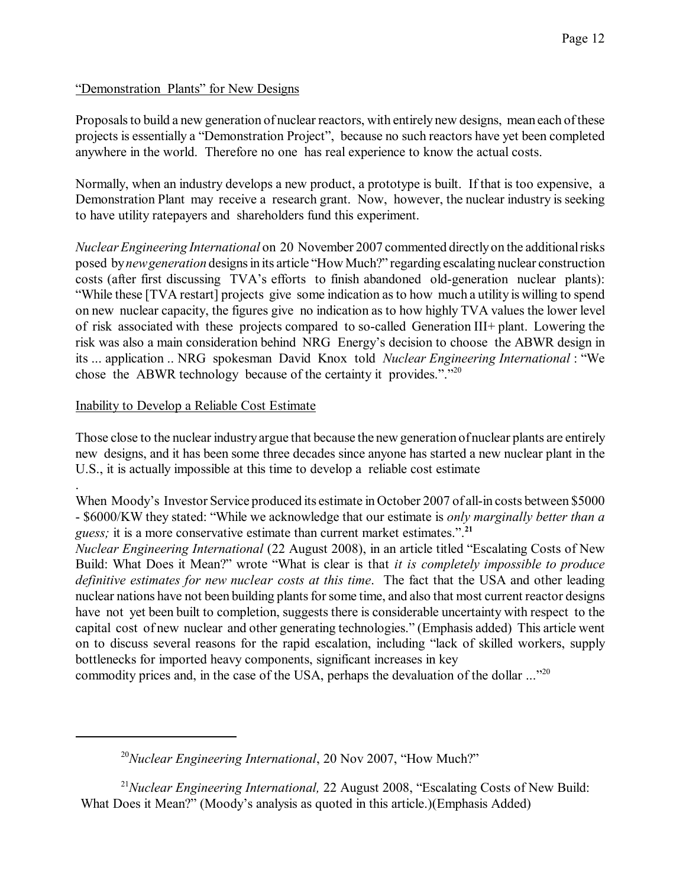"Demonstration Plants" for New Designs

Proposals to build a new generation of nuclear reactors, with entirely new designs, mean each of these projects is essentially a "Demonstration Project", because no such reactors have yet been completed anywhere in the world. Therefore no one has real experience to know the actual costs.

Normally, when an industry develops a new product, a prototype is built. If that is too expensive, a Demonstration Plant may receive a research grant. Now, however, the nuclear industry is seeking to have utility ratepayers and shareholders fund this experiment.

*Nuclear Engineering International* on 20 November 2007 commented directly on the additional risks posed by *new generation* designs in its article "How Much?" regarding escalating nuclear construction costs (after first discussing TVA's efforts to finish abandoned old-generation nuclear plants): "While these [TVA restart] projects give some indication as to how much a utility is willing to spend on new nuclear capacity, the figures give no indication as to how highly TVA values the lower level of risk associated with these projects compared to so-called Generation III+ plant. Lowering the risk was also a main consideration behind NRG Energy's decision to choose the ABWR design in its ... application .. NRG spokesman David Knox told *Nuclear Engineering International* : "We chose the ABWR technology because of the certainty it provides."."[20]

Inability to Develop a Reliable Cost Estimate

Those close to the nuclear industry argue that because the new generation of nuclear plants are entirely new designs, and it has been some three decades since anyone has started a new nuclear plant in the U.S., it is actually impossible at this time to develop a reliable cost estimate
.
When Moody's Investor Service produced its estimate in October 2007 of all-in costs between $5000 - $6000/KW they stated: "While we acknowledge that our estimate is *only marginally better than a guess;* it is a more conservative estimate than current market estimates.".[21]
*Nuclear Engineering International* (22 August 2008), in an article titled "Escalating Costs of New Build: What Does it Mean?" wrote "What is clear is that *it is completely impossible to produce definitive estimates for new nuclear costs at this time*. The fact that the USA and other leading nuclear nations have not been building plants for some time, and also that most current reactor designs have not yet been built to completion, suggests there is considerable uncertainty with respect to the capital cost of new nuclear and other generating technologies." (Emphasis added) This article went on to discuss several reasons for the rapid escalation, including "lack of skilled workers, supply bottlenecks for imported heavy components, significant increases in key commodity prices and, in the case of the USA, perhaps the devaluation of the dollar ..."[20]

---

[20] *Nuclear Engineering International*, 20 Nov 2007, "How Much?"

[21] *Nuclear Engineering International,* 22 August 2008, "Escalating Costs of New Build: What Does it Mean?" (Moody's analysis as quoted in this article.)(Emphasis Added)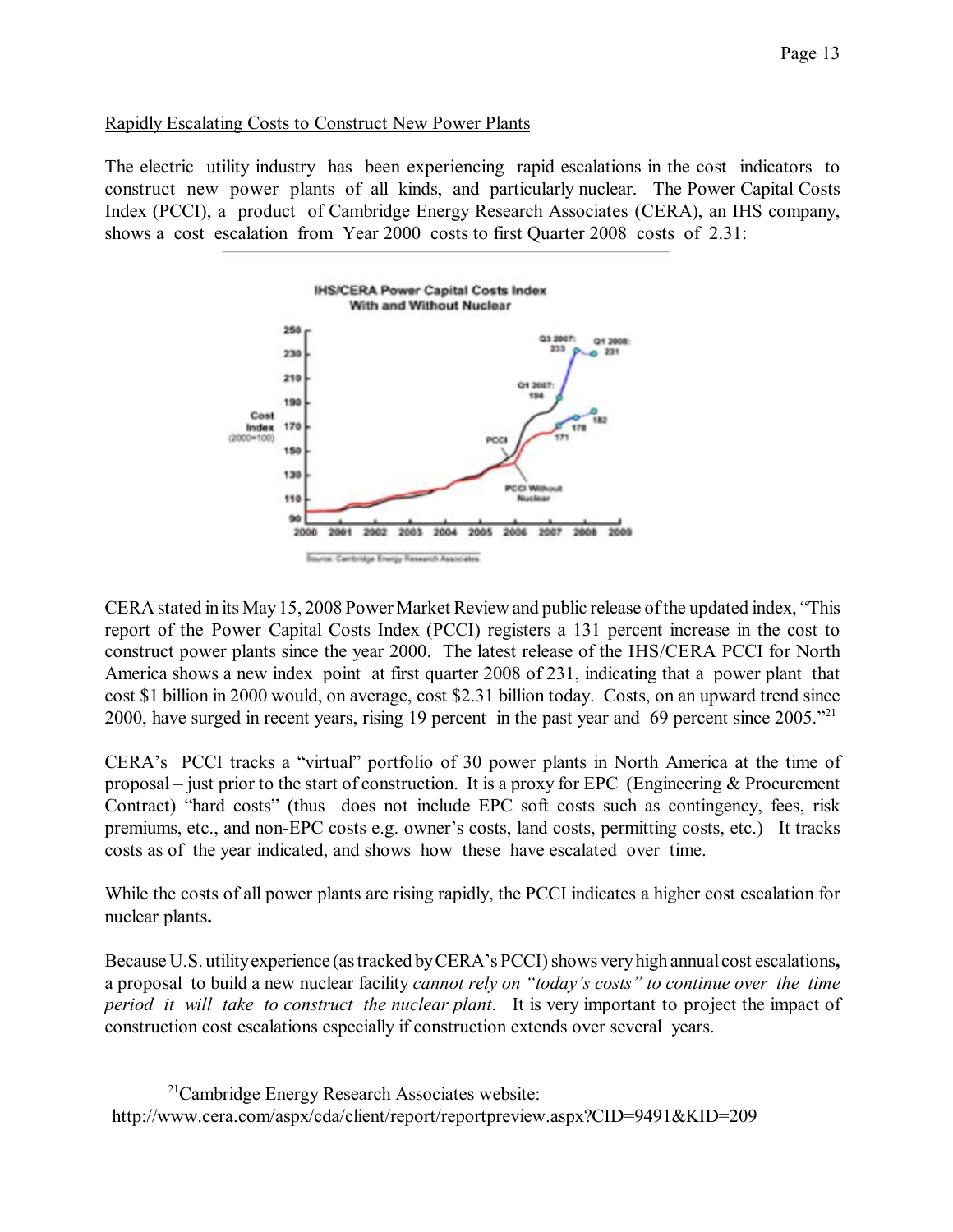Rapidly Escalating Costs to Construct New Power Plants

The electric utility industry has been experiencing rapid escalations in the cost indicators to construct new power plants of all kinds, and particularly nuclear. The Power Capital Costs Index (PCCI), a product of Cambridge Energy Research Associates (CERA), an IHS company, shows a cost escalation from Year 2000 costs to first Quarter 2008 costs of 2.31:

CERA stated in its May 15, 2008 Power Market Review and public release of the updated index, "This report of the Power Capital Costs Index (PCCI) registers a 131 percent increase in the cost to construct power plants since the year 2000. The latest release of the IHS/CERA PCCI for North America shows a new index point at first quarter 2008 of 231, indicating that a power plant that cost \$1 billion in 2000 would, on average, cost \$2.31 billion today. Costs, on an upward trend since 2000, have surged in recent years, rising 19 percent in the past year and 69 percent since 2005."[21]

CERA's PCCI tracks a "virtual" portfolio of 30 power plants in North America at the time of proposal – just prior to the start of construction. It is a proxy for EPC (Engineering & Procurement Contract) "hard costs" (thus does not include EPC soft costs such as contingency, fees, risk premiums, etc., and non-EPC costs e.g. owner's costs, land costs, permitting costs, etc.) It tracks costs as of the year indicated, and shows how these have escalated over time.

While the costs of all power plants are rising rapidly, the PCCI indicates a higher cost escalation for nuclear plants**.**

Because U.S. utility experience (as tracked by CERA's PCCI) shows very high annual cost escalations**,** a proposal to build a new nuclear facility *cannot rely on "today's costs" to continue over the time period it will take to construct the nuclear plant*. It is very important to project the impact of construction cost escalations especially if construction extends over several years.

[21] Cambridge Energy Research Associates website: http://www.cera.com/aspx/cda/client/report/reportpreview.aspx?CID=9491&KID=209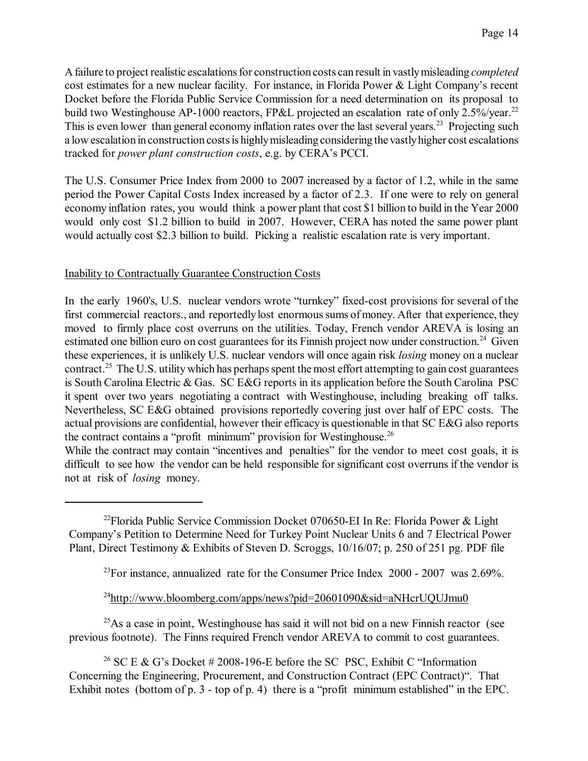A failure to project realistic escalations for construction costs can result in vastly misleading *completed* cost estimates for a new nuclear facility. For instance, in Florida Power & Light Company's recent Docket before the Florida Public Service Commission for a need determination on its proposal to build two Westinghouse AP-1000 reactors, FP&L projected an escalation rate of only 2.5%/year.[22] This is even lower than general economy inflation rates over the last several years.[23] Projecting such a low escalation in construction costs is highly misleading considering the vastly higher cost escalations tracked for *power plant construction costs*, e.g. by CERA's PCCI.

The U.S. Consumer Price Index from 2000 to 2007 increased by a factor of 1.2, while in the same period the Power Capital Costs Index increased by a factor of 2.3. If one were to rely on general economy inflation rates, you would think a power plant that cost $1 billion to build in the Year 2000 would only cost $1.2 billion to build in 2007. However, CERA has noted the same power plant would actually cost $2.3 billion to build. Picking a realistic escalation rate is very important.

<u>Inability to Contractually Guarantee Construction Costs</u>

In the early 1960's, U.S. nuclear vendors wrote "turnkey" fixed-cost provisions for several of the first commercial reactors., and reportedly lost enormous sums of money. After that experience, they moved to firmly place cost overruns on the utilities. Today, French vendor AREVA is losing an estimated one billion euro on cost guarantees for its Finnish project now under construction.[24] Given these experiences, it is unlikely U.S. nuclear vendors will once again risk *losing* money on a nuclear contract.[25] The U.S. utility which has perhaps spent the most effort attempting to gain cost guarantees is South Carolina Electric & Gas. SC E&G reports in its application before the South Carolina PSC it spent over two years negotiating a contract with Westinghouse, including breaking off talks. Nevertheless, SC E&G obtained provisions reportedly covering just over half of EPC costs. The actual provisions are confidential, however their efficacy is questionable in that SC E&G also reports the contract contains a "profit minimum" provision for Westinghouse.[26]
While the contract may contain "incentives and penalties" for the vendor to meet cost goals, it is difficult to see how the vendor can be held responsible for significant cost overruns if the vendor is not at risk of *losing* money.

---

[22] Florida Public Service Commission Docket 070650-EI In Re: Florida Power & Light Company's Petition to Determine Need for Turkey Point Nuclear Units 6 and 7 Electrical Power Plant, Direct Testimony & Exhibits of Steven D. Scroggs, 10/16/07; p. 250 of 251 pg. PDF file

[23] For instance, annualized rate for the Consumer Price Index 2000 - 2007 was 2.69%.

[24] http://www.bloomberg.com/apps/news?pid=20601090&sid=aNHcrUQUJmu0

[25] As a case in point, Westinghouse has said it will not bid on a new Finnish reactor (see previous footnote). The Finns required French vendor AREVA to commit to cost guarantees.

[26] SC E & G's Docket # 2008-196-E before the SC PSC, Exhibit C "Information Concerning the Engineering, Procurement, and Construction Contract (EPC Contract)". That Exhibit notes (bottom of p. 3 - top of p. 4) there is a "profit minimum established" in the EPC.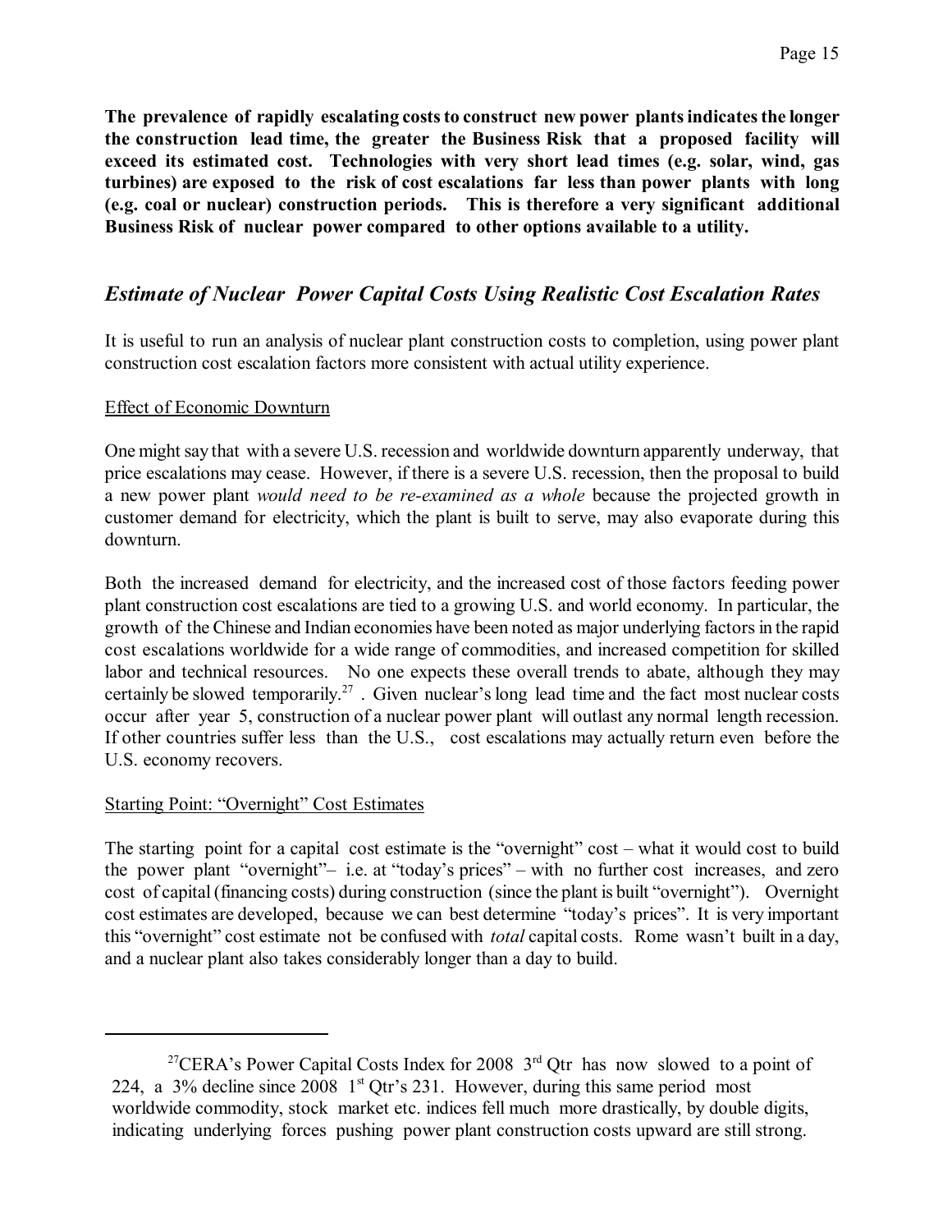**The prevalence of rapidly escalating costs to construct new power plants indicates the longer the construction lead time, the greater the Business Risk that a proposed facility will exceed its estimated cost. Technologies with very short lead times (e.g. solar, wind, gas turbines) are exposed to the risk of cost escalations far less than power plants with long (e.g. coal or nuclear) construction periods. This is therefore a very significant additional Business Risk of nuclear power compared to other options available to a utility.**

## *Estimate of Nuclear Power Capital Costs Using Realistic Cost Escalation Rates*

It is useful to run an analysis of nuclear plant construction costs to completion, using power plant construction cost escalation factors more consistent with actual utility experience.

### Effect of Economic Downturn

One might say that with a severe U.S. recession and worldwide downturn apparently underway, that price escalations may cease. However, if there is a severe U.S. recession, then the proposal to build a new power plant *would need to be re-examined as a whole* because the projected growth in customer demand for electricity, which the plant is built to serve, may also evaporate during this downturn.

Both the increased demand for electricity, and the increased cost of those factors feeding power plant construction cost escalations are tied to a growing U.S. and world economy. In particular, the growth of the Chinese and Indian economies have been noted as major underlying factors in the rapid cost escalations worldwide for a wide range of commodities, and increased competition for skilled labor and technical resources. No one expects these overall trends to abate, although they may certainly be slowed temporarily.[27] . Given nuclear's long lead time and the fact most nuclear costs occur after year 5, construction of a nuclear power plant will outlast any normal length recession. If other countries suffer less than the U.S., cost escalations may actually return even before the U.S. economy recovers.

### Starting Point: "Overnight" Cost Estimates

The starting point for a capital cost estimate is the "overnight" cost – what it would cost to build the power plant "overnight"– i.e. at "today's prices" – with no further cost increases, and zero cost of capital (financing costs) during construction (since the plant is built "overnight"). Overnight cost estimates are developed, because we can best determine "today's prices". It is very important this "overnight" cost estimate not be confused with *total* capital costs. Rome wasn't built in a day, and a nuclear plant also takes considerably longer than a day to build.

---

[27] CERA's Power Capital Costs Index for 2008 3rd Qtr has now slowed to a point of 224, a 3% decline since 2008 1st Qtr's 231. However, during this same period most worldwide commodity, stock market etc. indices fell much more drastically, by double digits, indicating underlying forces pushing power plant construction costs upward are still strong.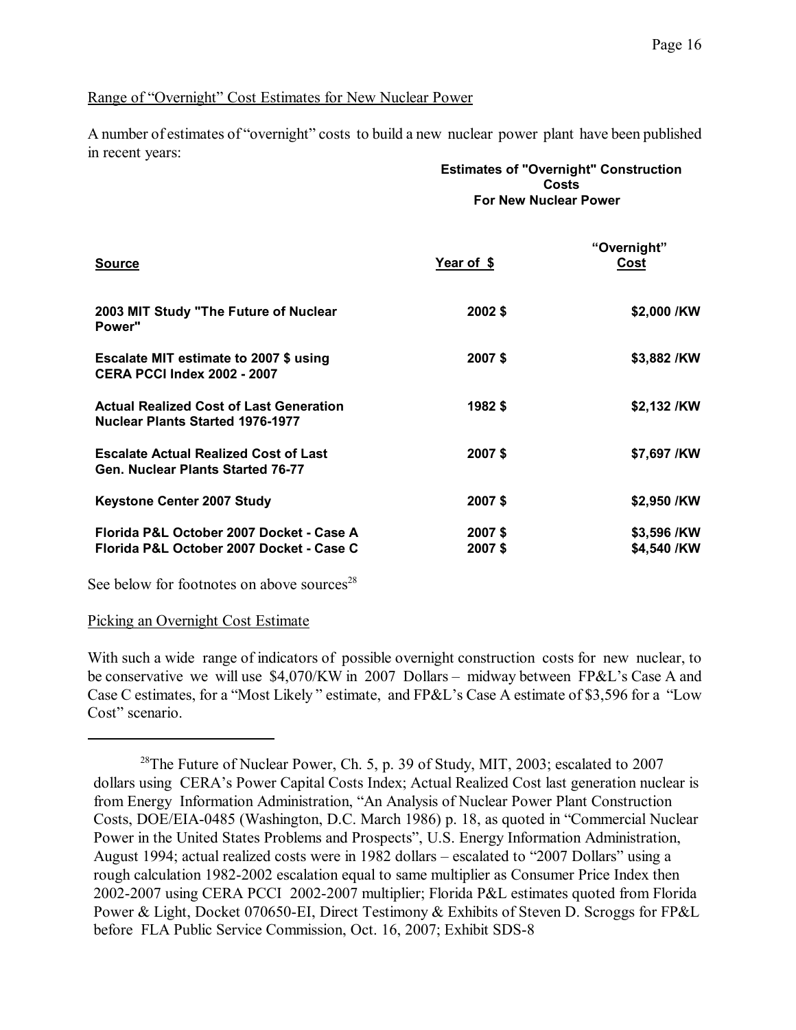Range of "Overnight" Cost Estimates for New Nuclear Power

A number of estimates of "overnight" costs to build a new nuclear power plant have been published in recent years:

**Estimates of "Overnight" Construction Costs For New Nuclear Power**

| Source | Year of $ | "Overnight" Cost |
|---|---|---|
| **2003 MIT Study "The Future of Nuclear Power"** | **2002 $** | **$2,000 /KW** |
| **Escalate MIT estimate to 2007 $ using CERA PCCI Index 2002 - 2007** | **2007 $** | **$3,882 /KW** |
| **Actual Realized Cost of Last Generation Nuclear Plants Started 1976-1977** | **1982 $** | **$2,132 /KW** |
| **Escalate Actual Realized Cost of Last Gen. Nuclear Plants Started 76-77** | **2007 $** | **$7,697 /KW** |
| **Keystone Center 2007 Study** | **2007 $** | **$2,950 /KW** |
| **Florida P&L October 2007 Docket - Case A** | **2007 $** | **$3,596 /KW** |
| **Florida P&L October 2007 Docket - Case C** | **2007 $** | **$4,540 /KW** |

See below for footnotes on above sources[28]

Picking an Overnight Cost Estimate

With such a wide range of indicators of possible overnight construction costs for new nuclear, to be conservative we will use $4,070/KW in 2007 Dollars – midway between FP&L's Case A and Case C estimates, for a "Most Likely" estimate, and FP&L's Case A estimate of $3,596 for a "Low Cost" scenario.

---

[28]The Future of Nuclear Power, Ch. 5, p. 39 of Study, MIT, 2003; escalated to 2007 dollars using CERA's Power Capital Costs Index; Actual Realized Cost last generation nuclear is from Energy Information Administration, "An Analysis of Nuclear Power Plant Construction Costs, DOE/EIA-0485 (Washington, D.C. March 1986) p. 18, as quoted in "Commercial Nuclear Power in the United States Problems and Prospects", U.S. Energy Information Administration, August 1994; actual realized costs were in 1982 dollars – escalated to "2007 Dollars" using a rough calculation 1982-2002 escalation equal to same multiplier as Consumer Price Index then 2002-2007 using CERA PCCI 2002-2007 multiplier; Florida P&L estimates quoted from Florida Power & Light, Docket 070650-EI, Direct Testimony & Exhibits of Steven D. Scroggs for FP&L before FLA Public Service Commission, Oct. 16, 2007; Exhibit SDS-8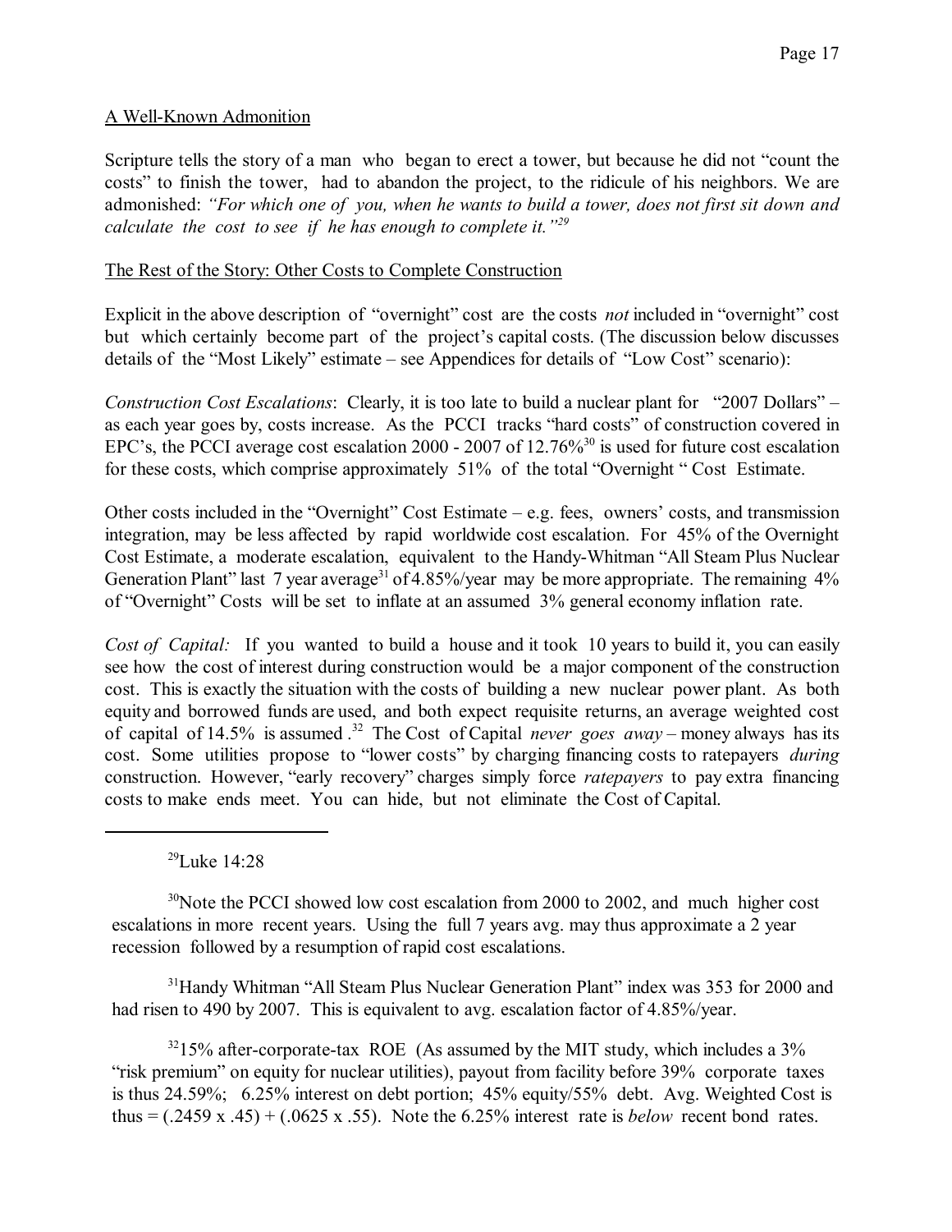A Well-Known Admonition

Scripture tells the story of a man who began to erect a tower, but because he did not "count the costs" to finish the tower, had to abandon the project, to the ridicule of his neighbors. We are admonished: *"For which one of you, when he wants to build a tower, does not first sit down and calculate the cost to see if he has enough to complete it."*[29]

The Rest of the Story: Other Costs to Complete Construction

Explicit in the above description of "overnight" cost are the costs *not* included in "overnight" cost but which certainly become part of the project's capital costs. (The discussion below discusses details of the "Most Likely" estimate – see Appendices for details of "Low Cost" scenario):

*Construction Cost Escalations*: Clearly, it is too late to build a nuclear plant for "2007 Dollars" – as each year goes by, costs increase. As the PCCI tracks "hard costs" of construction covered in EPC's, the PCCI average cost escalation 2000 - 2007 of 12.76%[30] is used for future cost escalation for these costs, which comprise approximately 51% of the total "Overnight " Cost Estimate.

Other costs included in the "Overnight" Cost Estimate – e.g. fees, owners' costs, and transmission integration, may be less affected by rapid worldwide cost escalation. For 45% of the Overnight Cost Estimate, a moderate escalation, equivalent to the Handy-Whitman "All Steam Plus Nuclear Generation Plant" last 7 year average[31] of 4.85%/year may be more appropriate. The remaining 4% of "Overnight" Costs will be set to inflate at an assumed 3% general economy inflation rate.

*Cost of Capital:* If you wanted to build a house and it took 10 years to build it, you can easily see how the cost of interest during construction would be a major component of the construction cost. This is exactly the situation with the costs of building a new nuclear power plant. As both equity and borrowed funds are used, and both expect requisite returns, an average weighted cost of capital of 14.5% is assumed .[32] The Cost of Capital *never goes away* – money always has its cost. Some utilities propose to "lower costs" by charging financing costs to ratepayers *during* construction. However, "early recovery" charges simply force *ratepayers* to pay extra financing costs to make ends meet. You can hide, but not eliminate the Cost of Capital.

---

[29] Luke 14:28

[30] Note the PCCI showed low cost escalation from 2000 to 2002, and much higher cost escalations in more recent years. Using the full 7 years avg. may thus approximate a 2 year recession followed by a resumption of rapid cost escalations.

[31] Handy Whitman "All Steam Plus Nuclear Generation Plant" index was 353 for 2000 and had risen to 490 by 2007. This is equivalent to avg. escalation factor of 4.85%/year.

[32] 15% after-corporate-tax ROE (As assumed by the MIT study, which includes a 3% "risk premium" on equity for nuclear utilities), payout from facility before 39% corporate taxes is thus 24.59%; 6.25% interest on debt portion; 45% equity/55% debt. Avg. Weighted Cost is thus = $(.2459 \times .45) + (.0625 \times .55)$. Note the 6.25% interest rate is *below* recent bond rates.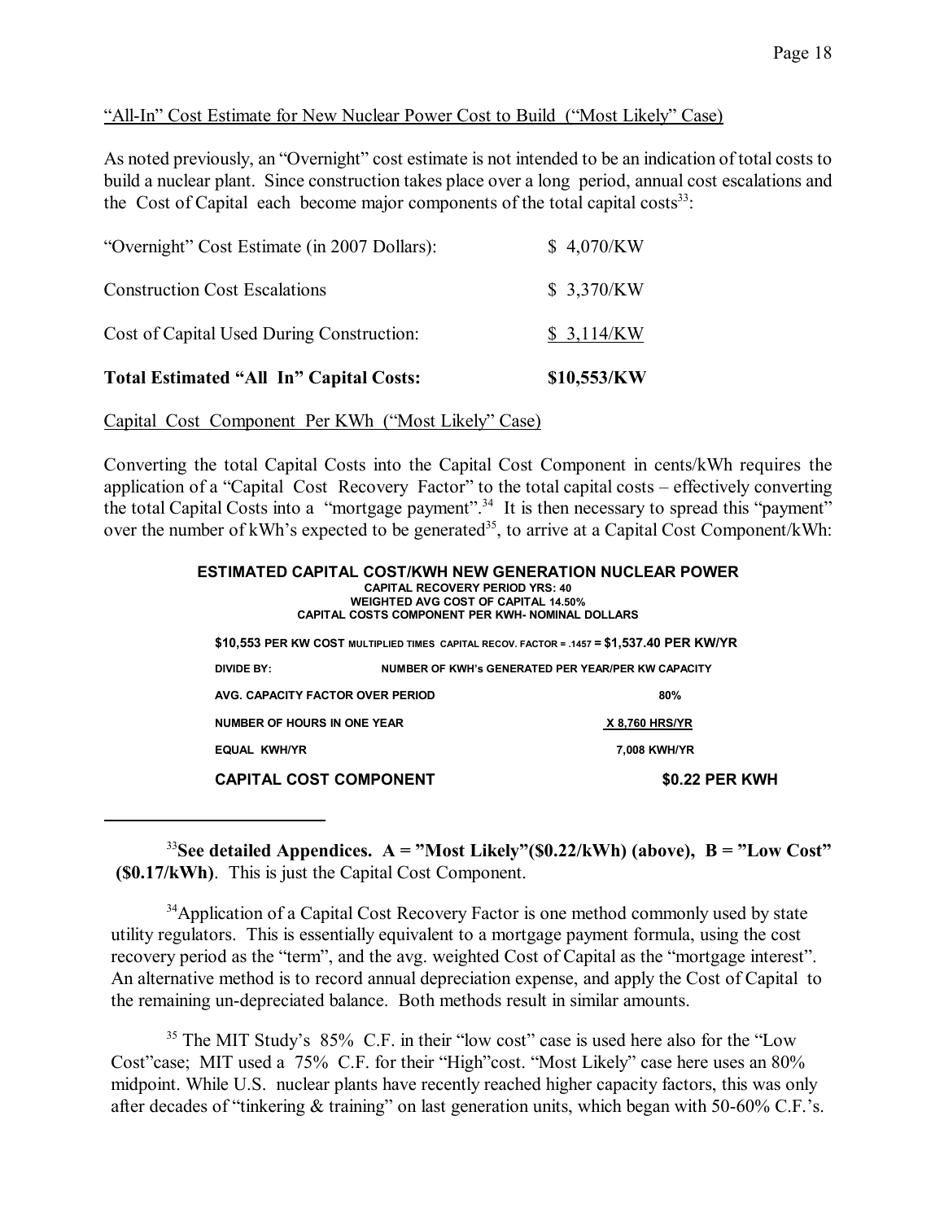"All-In" Cost Estimate for New Nuclear Power Cost to Build ("Most Likely" Case)

As noted previously, an "Overnight" cost estimate is not intended to be an indication of total costs to build a nuclear plant. Since construction takes place over a long period, annual cost escalations and the Cost of Capital each become major components of the total capital costs[33]:

| | |
|---|---|
| "Overnight" Cost Estimate (in 2007 Dollars): | $ 4,070/KW |
| Construction Cost Escalations | $ 3,370/KW |
| Cost of Capital Used During Construction: | $ 3,114/KW |
| **Total Estimated "All In" Capital Costs:** | **$10,553/KW** |

Capital Cost Component Per KWh ("Most Likely" Case)

Converting the total Capital Costs into the Capital Cost Component in cents/kWh requires the application of a "Capital Cost Recovery Factor" to the total capital costs – effectively converting the total Capital Costs into a "mortgage payment".[34] It is then necessary to spread this "payment" over the number of kWh's expected to be generated[35], to arrive at a Capital Cost Component/kWh:

**ESTIMATED CAPITAL COST/KWH NEW GENERATION NUCLEAR POWER**
**CAPITAL RECOVERY PERIOD YRS: 40**
**WEIGHTED AVG COST OF CAPITAL 14.50%**
**CAPITAL COSTS COMPONENT PER KWH- NOMINAL DOLLARS**

**$10,553 PER KW COST MULTIPLIED TIMES CAPITAL RECOV. FACTOR = .1457 = $1,537.40 PER KW/YR**

| | |
|---|---|
| **DIVIDE BY:** | **NUMBER OF KWH's GENERATED PER YEAR/PER KW CAPACITY** |
| **AVG. CAPACITY FACTOR OVER PERIOD** | **80%** |
| **NUMBER OF HOURS IN ONE YEAR** | **X 8,760 HRS/YR** |
| **EQUAL KWH/YR** | **7,008 KWH/YR** |
| **CAPITAL COST COMPONENT** | **$0.22 PER KWH** |

---

[33] **See detailed Appendices. A = "Most Likely"($0.22/kWh) (above), B = "Low Cost" ($0.17/kWh)**. This is just the Capital Cost Component.

[34] Application of a Capital Cost Recovery Factor is one method commonly used by state utility regulators. This is essentially equivalent to a mortgage payment formula, using the cost recovery period as the "term", and the avg. weighted Cost of Capital as the "mortgage interest". An alternative method is to record annual depreciation expense, and apply the Cost of Capital to the remaining un-depreciated balance. Both methods result in similar amounts.

[35] The MIT Study's 85% C.F. in their "low cost" case is used here also for the "Low Cost" case; MIT used a 75% C.F. for their "High" cost. "Most Likely" case here uses an 80% midpoint. While U.S. nuclear plants have recently reached higher capacity factors, this was only after decades of "tinkering & training" on last generation units, which began with 50-60% C.F.'s.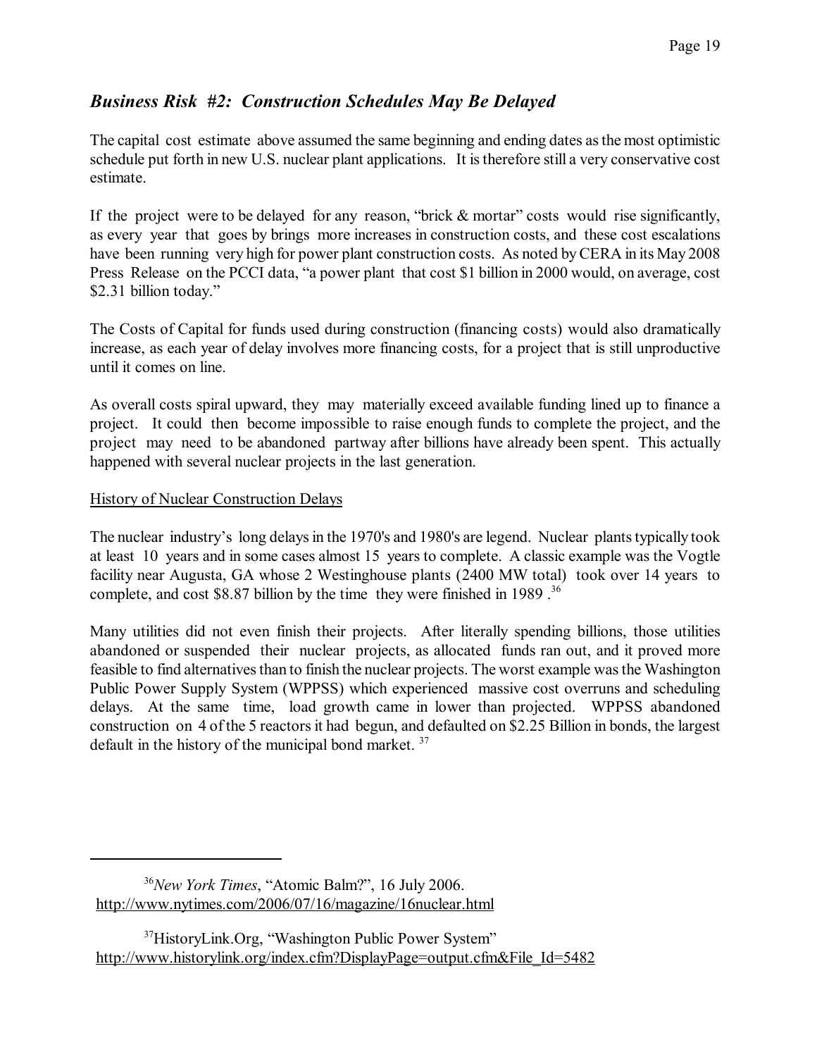## *Business Risk #2: Construction Schedules May Be Delayed*

The capital cost estimate above assumed the same beginning and ending dates as the most optimistic schedule put forth in new U.S. nuclear plant applications. It is therefore still a very conservative cost estimate.

If the project were to be delayed for any reason, "brick & mortar" costs would rise significantly, as every year that goes by brings more increases in construction costs, and these cost escalations have been running very high for power plant construction costs. As noted by CERA in its May 2008 Press Release on the PCCI data, "a power plant that cost $1 billion in 2000 would, on average, cost $2.31 billion today."

The Costs of Capital for funds used during construction (financing costs) would also dramatically increase, as each year of delay involves more financing costs, for a project that is still unproductive until it comes on line.

As overall costs spiral upward, they may materially exceed available funding lined up to finance a project. It could then become impossible to raise enough funds to complete the project, and the project may need to be abandoned partway after billions have already been spent. This actually happened with several nuclear projects in the last generation.

<u>History of Nuclear Construction Delays</u>

The nuclear industry's long delays in the 1970's and 1980's are legend. Nuclear plants typically took at least 10 years and in some cases almost 15 years to complete. A classic example was the Vogtle facility near Augusta, GA whose 2 Westinghouse plants (2400 MW total) took over 14 years to complete, and cost $8.87 billion by the time they were finished in 1989 .[36]

Many utilities did not even finish their projects. After literally spending billions, those utilities abandoned or suspended their nuclear projects, as allocated funds ran out, and it proved more feasible to find alternatives than to finish the nuclear projects. The worst example was the Washington Public Power Supply System (WPPSS) which experienced massive cost overruns and scheduling delays. At the same time, load growth came in lower than projected. WPPSS abandoned construction on 4 of the 5 reactors it had begun, and defaulted on $2.25 Billion in bonds, the largest default in the history of the municipal bond market. [37]

---

[36]*New York Times*, "Atomic Balm?", 16 July 2006. http://www.nytimes.com/2006/07/16/magazine/16nuclear.html

[37]HistoryLink.Org, "Washington Public Power System" http://www.historylink.org/index.cfm?DisplayPage=output.cfm&File_Id=5482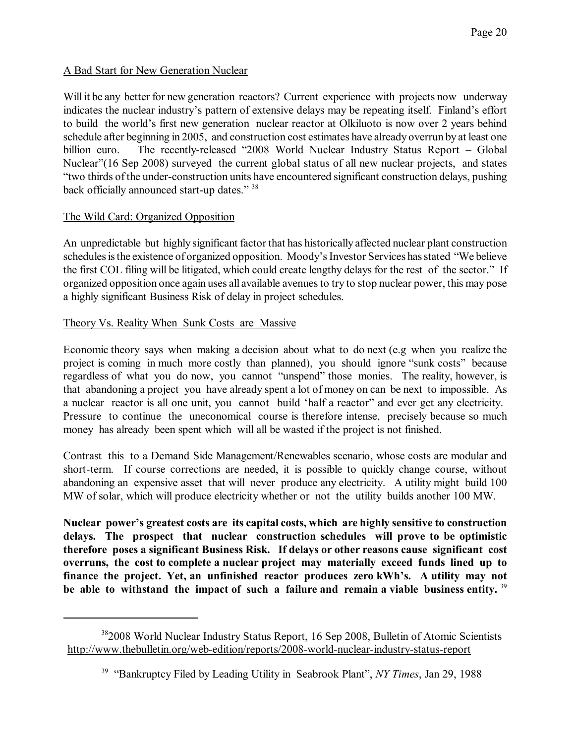## A Bad Start for New Generation Nuclear

Will it be any better for new generation reactors? Current experience with projects now underway indicates the nuclear industry's pattern of extensive delays may be repeating itself. Finland's effort to build the world's first new generation nuclear reactor at Olkiluoto is now over 2 years behind schedule after beginning in 2005, and construction cost estimates have already overrun by at least one billion euro. The recently-released "2008 World Nuclear Industry Status Report – Global Nuclear"(16 Sep 2008) surveyed the current global status of all new nuclear projects, and states "two thirds of the under-construction units have encountered significant construction delays, pushing back officially announced start-up dates." [38]

## The Wild Card: Organized Opposition

An unpredictable but highly significant factor that has historically affected nuclear plant construction schedules is the existence of organized opposition. Moody's Investor Services has stated "We believe the first COL filing will be litigated, which could create lengthy delays for the rest of the sector." If organized opposition once again uses all available avenues to try to stop nuclear power, this may pose a highly significant Business Risk of delay in project schedules.

## Theory Vs. Reality When Sunk Costs are Massive

Economic theory says when making a decision about what to do next (e.g when you realize the project is coming in much more costly than planned), you should ignore "sunk costs" because regardless of what you do now, you cannot "unspend" those monies. The reality, however, is that abandoning a project you have already spent a lot of money on can be next to impossible. As a nuclear reactor is all one unit, you cannot build 'half a reactor" and ever get any electricity. Pressure to continue the uneconomical course is therefore intense, precisely because so much money has already been spent which will all be wasted if the project is not finished.

Contrast this to a Demand Side Management/Renewables scenario, whose costs are modular and short-term. If course corrections are needed, it is possible to quickly change course, without abandoning an expensive asset that will never produce any electricity. A utility might build 100 MW of solar, which will produce electricity whether or not the utility builds another 100 MW.

**Nuclear power's greatest costs are its capital costs, which are highly sensitive to construction delays. The prospect that nuclear construction schedules will prove to be optimistic therefore poses a significant Business Risk. If delays or other reasons cause significant cost overruns, the cost to complete a nuclear project may materially exceed funds lined up to finance the project. Yet, an unfinished reactor produces zero kWh's. A utility may not be able to withstand the impact of such a failure and remain a viable business entity.** [39]

---

[38] 2008 World Nuclear Industry Status Report, 16 Sep 2008, Bulletin of Atomic Scientists http://www.thebulletin.org/web-edition/reports/2008-world-nuclear-industry-status-report

[39] "Bankruptcy Filed by Leading Utility in Seabrook Plant", *NY Times*, Jan 29, 1988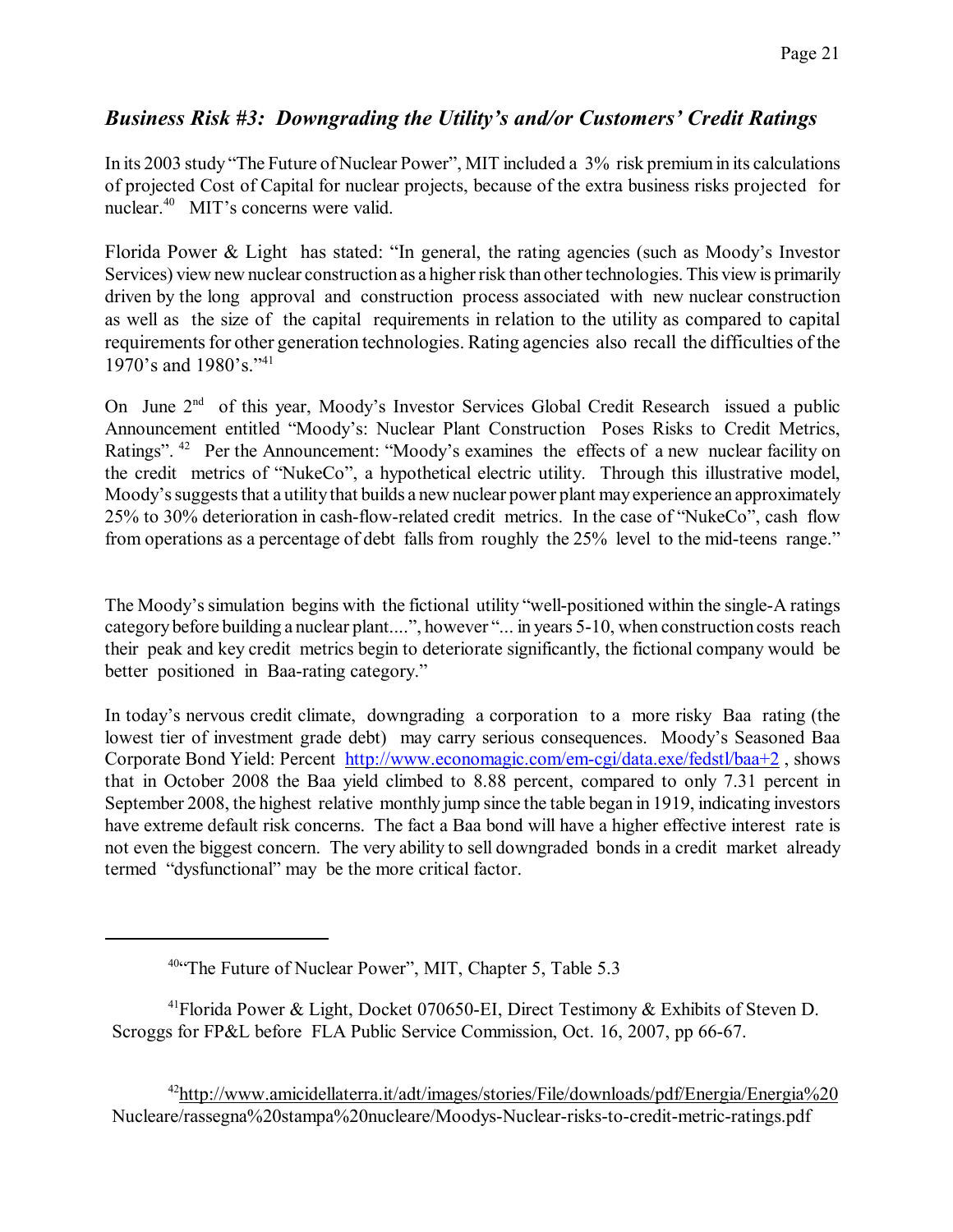## *Business Risk #3: Downgrading the Utility's and/or Customers' Credit Ratings*

In its 2003 study "The Future of Nuclear Power", MIT included a 3% risk premium in its calculations of projected Cost of Capital for nuclear projects, because of the extra business risks projected for nuclear.[40] MIT's concerns were valid.

Florida Power & Light has stated: "In general, the rating agencies (such as Moody's Investor Services) view new nuclear construction as a higher risk than other technologies. This view is primarily driven by the long approval and construction process associated with new nuclear construction as well as the size of the capital requirements in relation to the utility as compared to capital requirements for other generation technologies. Rating agencies also recall the difficulties of the 1970's and 1980's."[41]

On June 2nd of this year, Moody's Investor Services Global Credit Research issued a public Announcement entitled "Moody's: Nuclear Plant Construction Poses Risks to Credit Metrics, Ratings".[42] Per the Announcement: "Moody's examines the effects of a new nuclear facility on the credit metrics of "NukeCo", a hypothetical electric utility. Through this illustrative model, Moody's suggests that a utility that builds a new nuclear power plant may experience an approximately 25% to 30% deterioration in cash-flow-related credit metrics. In the case of "NukeCo", cash flow from operations as a percentage of debt falls from roughly the 25% level to the mid-teens range."

The Moody's simulation begins with the fictional utility "well-positioned within the single-A ratings category before building a nuclear plant....", however "... in years 5-10, when construction costs reach their peak and key credit metrics begin to deteriorate significantly, the fictional company would be better positioned in Baa-rating category."

In today's nervous credit climate, downgrading a corporation to a more risky Baa rating (the lowest tier of investment grade debt) may carry serious consequences. Moody's Seasoned Baa Corporate Bond Yield: Percent http://www.economagic.com/em-cgi/data.exe/fedstl/baa+2 , shows that in October 2008 the Baa yield climbed to 8.88 percent, compared to only 7.31 percent in September 2008, the highest relative monthly jump since the table began in 1919, indicating investors have extreme default risk concerns. The fact a Baa bond will have a higher effective interest rate is not even the biggest concern. The very ability to sell downgraded bonds in a credit market already termed "dysfunctional" may be the more critical factor.

---

[40] "The Future of Nuclear Power", MIT, Chapter 5, Table 5.3

[41] Florida Power & Light, Docket 070650-EI, Direct Testimony & Exhibits of Steven D. Scroggs for FP&L before FLA Public Service Commission, Oct. 16, 2007, pp 66-67.

[42] http://www.amicidellaterra.it/adt/images/stories/File/downloads/pdf/Energia/Energia%20Nucleare/rassegna%20stampa%20nucleare/Moodys-Nuclear-risks-to-credit-metric-ratings.pdf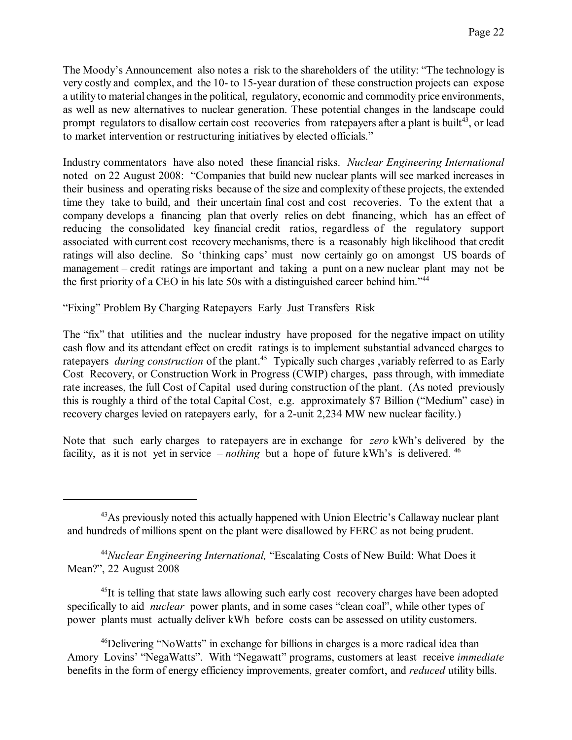The Moody's Announcement also notes a risk to the shareholders of the utility: "The technology is very costly and complex, and the 10- to 15-year duration of these construction projects can expose a utility to material changes in the political, regulatory, economic and commodity price environments, as well as new alternatives to nuclear generation. These potential changes in the landscape could prompt regulators to disallow certain cost recoveries from ratepayers after a plant is built[43], or lead to market intervention or restructuring initiatives by elected officials."

Industry commentators have also noted these financial risks. *Nuclear Engineering International* noted on 22 August 2008: "Companies that build new nuclear plants will see marked increases in their business and operating risks because of the size and complexity of these projects, the extended time they take to build, and their uncertain final cost and cost recoveries. To the extent that a company develops a financing plan that overly relies on debt financing, which has an effect of reducing the consolidated key financial credit ratios, regardless of the regulatory support associated with current cost recovery mechanisms, there is a reasonably high likelihood that credit ratings will also decline. So 'thinking caps' must now certainly go on amongst US boards of management – credit ratings are important and taking a punt on a new nuclear plant may not be the first priority of a CEO in his late 50s with a distinguished career behind him."[44]

<u>"Fixing" Problem By Charging Ratepayers Early Just Transfers Risk</u>

The "fix" that utilities and the nuclear industry have proposed for the negative impact on utility cash flow and its attendant effect on credit ratings is to implement substantial advanced charges to ratepayers *during construction* of the plant.[45] Typically such charges ,variably referred to as Early Cost Recovery, or Construction Work in Progress (CWIP) charges, pass through, with immediate rate increases, the full Cost of Capital used during construction of the plant. (As noted previously this is roughly a third of the total Capital Cost, e.g. approximately $7 Billion ("Medium" case) in recovery charges levied on ratepayers early, for a 2-unit 2,234 MW new nuclear facility.)

Note that such early charges to ratepayers are in exchange for *zero* kWh's delivered by the facility, as it is not yet in service – *nothing* but a hope of future kWh's is delivered. [46]

---

[43] As previously noted this actually happened with Union Electric's Callaway nuclear plant and hundreds of millions spent on the plant were disallowed by FERC as not being prudent.

[44] *Nuclear Engineering International,* "Escalating Costs of New Build: What Does it Mean?", 22 August 2008

[45] It is telling that state laws allowing such early cost recovery charges have been adopted specifically to aid *nuclear* power plants, and in some cases "clean coal", while other types of power plants must actually deliver kWh before costs can be assessed on utility customers.

[46] Delivering "NoWatts" in exchange for billions in charges is a more radical idea than Amory Lovins' "NegaWatts". With "Negawatt" programs, customers at least receive *immediate* benefits in the form of energy efficiency improvements, greater comfort, and *reduced* utility bills.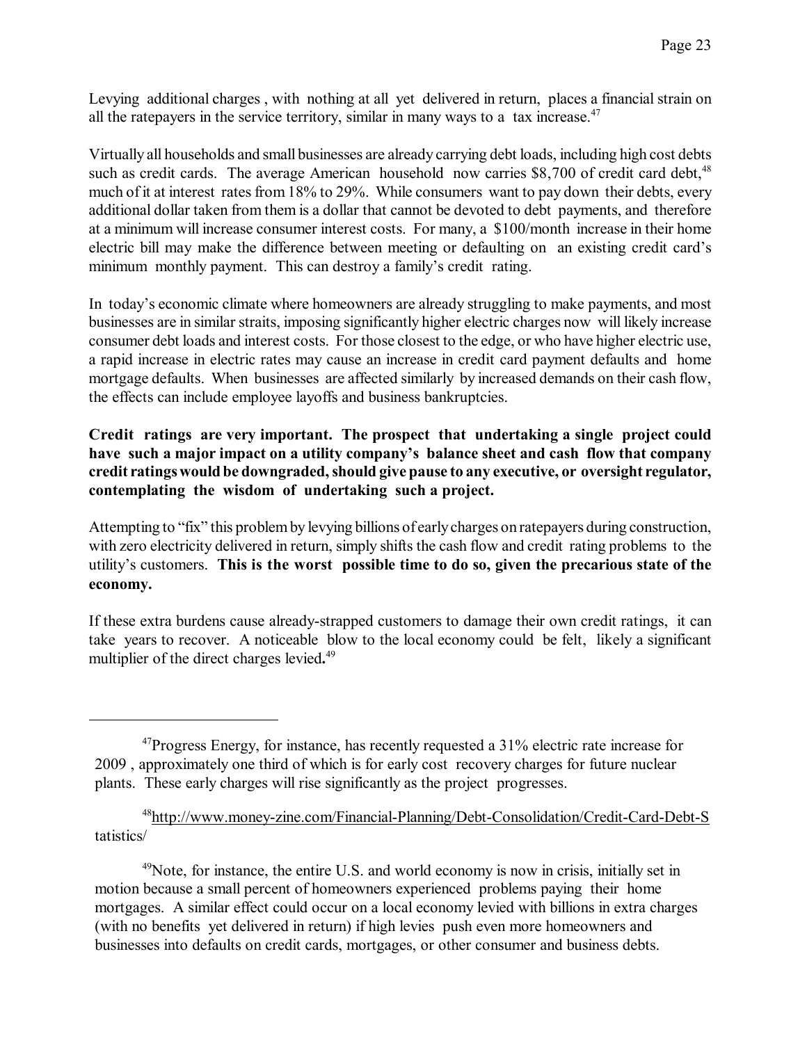Levying additional charges , with nothing at all yet delivered in return, places a financial strain on all the ratepayers in the service territory, similar in many ways to a tax increase.[47]

Virtually all households and small businesses are already carrying debt loads, including high cost debts such as credit cards. The average American household now carries $8,700 of credit card debt,[48] much of it at interest rates from 18% to 29%. While consumers want to pay down their debts, every additional dollar taken from them is a dollar that cannot be devoted to debt payments, and therefore at a minimum will increase consumer interest costs. For many, a $100/month increase in their home electric bill may make the difference between meeting or defaulting on an existing credit card's minimum monthly payment. This can destroy a family's credit rating.

In today's economic climate where homeowners are already struggling to make payments, and most businesses are in similar straits, imposing significantly higher electric charges now will likely increase consumer debt loads and interest costs. For those closest to the edge, or who have higher electric use, a rapid increase in electric rates may cause an increase in credit card payment defaults and home mortgage defaults. When businesses are affected similarly by increased demands on their cash flow, the effects can include employee layoffs and business bankruptcies.

**Credit ratings are very important. The prospect that undertaking a single project could have such a major impact on a utility company's balance sheet and cash flow that company credit ratings would be downgraded, should give pause to any executive, or oversight regulator, contemplating the wisdom of undertaking such a project.**

Attempting to "fix" this problem by levying billions of early charges on ratepayers during construction, with zero electricity delivered in return, simply shifts the cash flow and credit rating problems to the utility's customers. **This is the worst possible time to do so, given the precarious state of the economy.**

If these extra burdens cause already-strapped customers to damage their own credit ratings, it can take years to recover. A noticeable blow to the local economy could be felt, likely a significant multiplier of the direct charges levied**.**[49]

---

[47] Progress Energy, for instance, has recently requested a 31% electric rate increase for 2009 , approximately one third of which is for early cost recovery charges for future nuclear plants. These early charges will rise significantly as the project progresses.

[48] http://www.money-zine.com/Financial-Planning/Debt-Consolidation/Credit-Card-Debt-Statistics/

[49] Note, for instance, the entire U.S. and world economy is now in crisis, initially set in motion because a small percent of homeowners experienced problems paying their home mortgages. A similar effect could occur on a local economy levied with billions in extra charges (with no benefits yet delivered in return) if high levies push even more homeowners and businesses into defaults on credit cards, mortgages, or other consumer and business debts.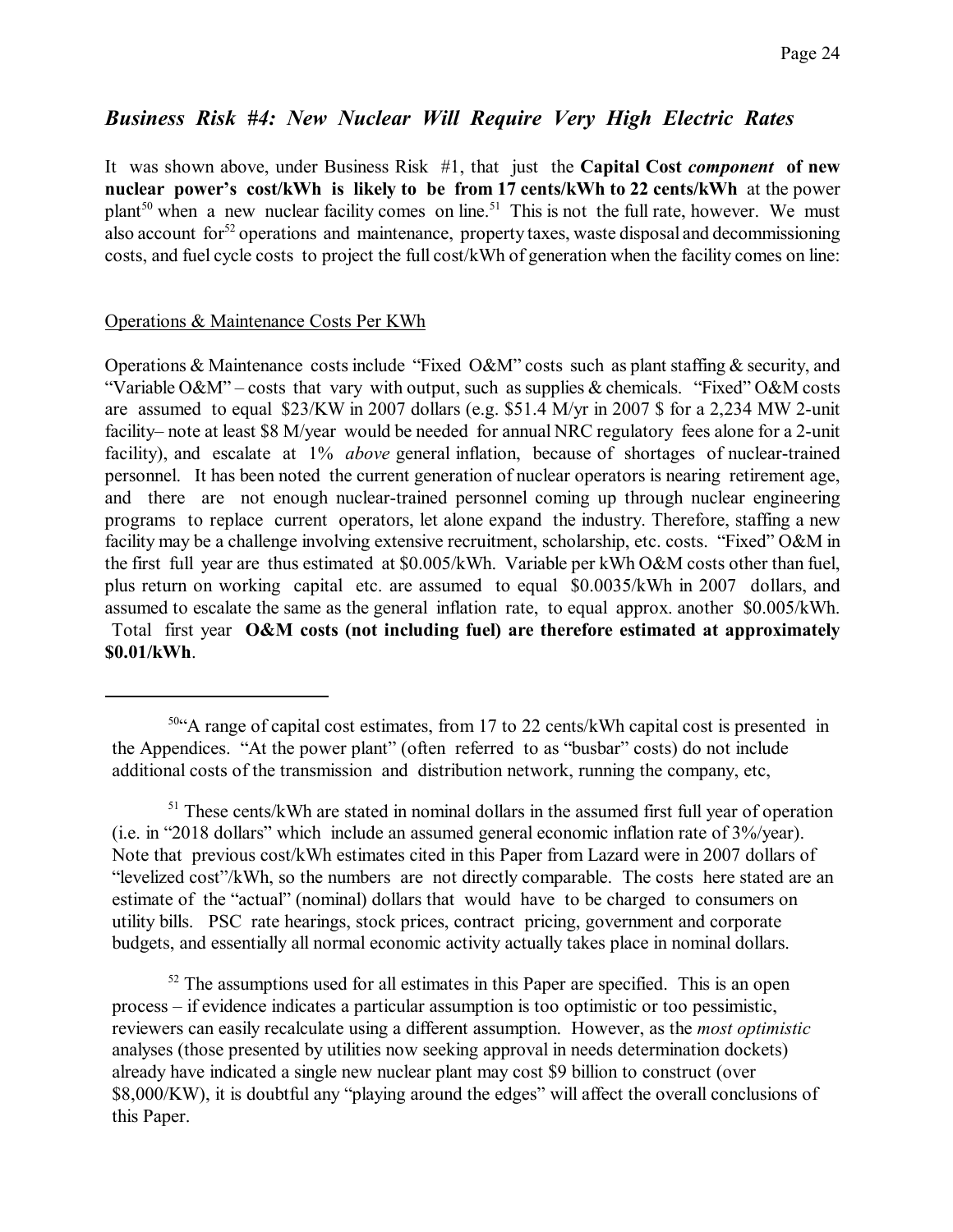## *Business Risk #4: New Nuclear Will Require Very High Electric Rates*

It was shown above, under Business Risk #1, that just the **Capital Cost *component* of new nuclear power's cost/kWh is likely to be from 17 cents/kWh to 22 cents/kWh** at the power plant[50] when a new nuclear facility comes on line.[51] This is not the full rate, however. We must also account for[52] operations and maintenance, property taxes, waste disposal and decommissioning costs, and fuel cycle costs to project the full cost/kWh of generation when the facility comes on line:

<u>Operations & Maintenance Costs Per KWh</u>

Operations & Maintenance costs include "Fixed O&M" costs such as plant staffing & security, and "Variable O&M" – costs that vary with output, such as supplies & chemicals. "Fixed" O&M costs are assumed to equal $23/KW in 2007 dollars (e.g. $51.4 M/yr in 2007 $ for a 2,234 MW 2-unit facility– note at least $8 M/year would be needed for annual NRC regulatory fees alone for a 2-unit facility), and escalate at 1% *above* general inflation, because of shortages of nuclear-trained personnel. It has been noted the current generation of nuclear operators is nearing retirement age, and there are not enough nuclear-trained personnel coming up through nuclear engineering programs to replace current operators, let alone expand the industry. Therefore, staffing a new facility may be a challenge involving extensive recruitment, scholarship, etc. costs. "Fixed" O&M in the first full year are thus estimated at $0.005/kWh. Variable per kWh O&M costs other than fuel, plus return on working capital etc. are assumed to equal $0.0035/kWh in 2007 dollars, and assumed to escalate the same as the general inflation rate, to equal approx. another $0.005/kWh. Total first year **O&M costs (not including fuel) are therefore estimated at approximately $0.01/kWh**.

---

[50] "A range of capital cost estimates, from 17 to 22 cents/kWh capital cost is presented in the Appendices. "At the power plant" (often referred to as "busbar" costs) do not include additional costs of the transmission and distribution network, running the company, etc,

[51] These cents/kWh are stated in nominal dollars in the assumed first full year of operation (i.e. in "2018 dollars" which include an assumed general economic inflation rate of 3%/year). Note that previous cost/kWh estimates cited in this Paper from Lazard were in 2007 dollars of "levelized cost"/kWh, so the numbers are not directly comparable. The costs here stated are an estimate of the "actual" (nominal) dollars that would have to be charged to consumers on utility bills. PSC rate hearings, stock prices, contract pricing, government and corporate budgets, and essentially all normal economic activity actually takes place in nominal dollars.

[52] The assumptions used for all estimates in this Paper are specified. This is an open process – if evidence indicates a particular assumption is too optimistic or too pessimistic, reviewers can easily recalculate using a different assumption. However, as the *most optimistic* analyses (those presented by utilities now seeking approval in needs determination dockets) already have indicated a single new nuclear plant may cost $9 billion to construct (over $8,000/KW), it is doubtful any "playing around the edges" will affect the overall conclusions of this Paper.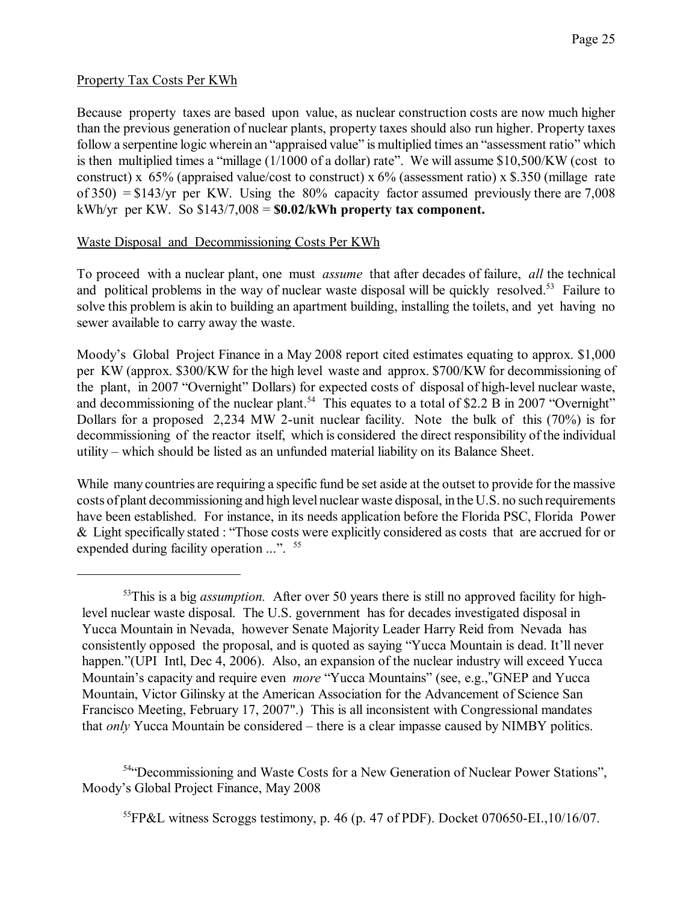<u>Property Tax Costs Per KWh</u>

Because property taxes are based upon value, as nuclear construction costs are now much higher than the previous generation of nuclear plants, property taxes should also run higher. Property taxes follow a serpentine logic wherein an "appraised value" is multiplied times an "assessment ratio" which is then multiplied times a "millage (1/1000 of a dollar) rate". We will assume $10,500/KW (cost to construct) x 65% (appraised value/cost to construct) x 6% (assessment ratio) x $.350 (millage rate of 350) = $143/yr per KW. Using the 80% capacity factor assumed previously there are 7,008 kWh/yr per KW. So $143/7,008 = **$0.02/kWh property tax component.**

<u>Waste Disposal and Decommissioning Costs Per KWh</u>

To proceed with a nuclear plant, one must *assume* that after decades of failure, *all* the technical and political problems in the way of nuclear waste disposal will be quickly resolved.[53] Failure to solve this problem is akin to building an apartment building, installing the toilets, and yet having no sewer available to carry away the waste.

Moody's Global Project Finance in a May 2008 report cited estimates equating to approx. $1,000 per KW (approx. $300/KW for the high level waste and approx. $700/KW for decommissioning of the plant, in 2007 "Overnight" Dollars) for expected costs of disposal of high-level nuclear waste, and decommissioning of the nuclear plant.[54] This equates to a total of $2.2 B in 2007 "Overnight" Dollars for a proposed 2,234 MW 2-unit nuclear facility. Note the bulk of this (70%) is for decommissioning of the reactor itself, which is considered the direct responsibility of the individual utility – which should be listed as an unfunded material liability on its Balance Sheet.

While many countries are requiring a specific fund be set aside at the outset to provide for the massive costs of plant decommissioning and high level nuclear waste disposal, in the U.S. no such requirements have been established. For instance, in its needs application before the Florida PSC, Florida Power & Light specifically stated : "Those costs were explicitly considered as costs that are accrued for or expended during facility operation ...". [55]

---

[53] This is a big *assumption.* After over 50 years there is still no approved facility for high-level nuclear waste disposal. The U.S. government has for decades investigated disposal in Yucca Mountain in Nevada, however Senate Majority Leader Harry Reid from Nevada has consistently opposed the proposal, and is quoted as saying "Yucca Mountain is dead. It'll never happen."(UPI Intl, Dec 4, 2006). Also, an expansion of the nuclear industry will exceed Yucca Mountain's capacity and require even *more* "Yucca Mountains" (see, e.g.,"GNEP and Yucca Mountain, Victor Gilinsky at the American Association for the Advancement of Science San Francisco Meeting, February 17, 2007".) This is all inconsistent with Congressional mandates that *only* Yucca Mountain be considered – there is a clear impasse caused by NIMBY politics.

[54] "Decommissioning and Waste Costs for a New Generation of Nuclear Power Stations", Moody's Global Project Finance, May 2008

[55] FP&L witness Scroggs testimony, p. 46 (p. 47 of PDF). Docket 070650-EI.,10/16/07.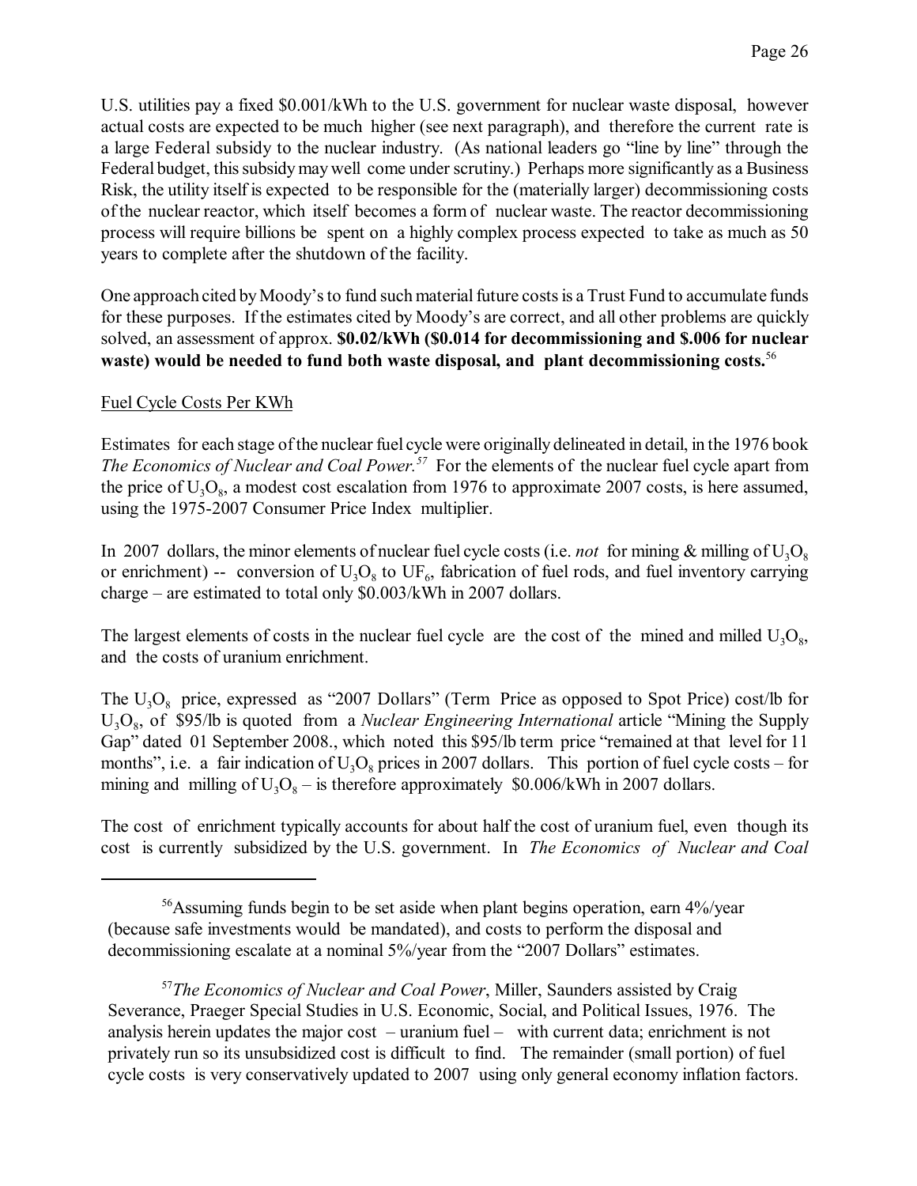U.S. utilities pay a fixed \$0.001/kWh to the U.S. government for nuclear waste disposal, however actual costs are expected to be much higher (see next paragraph), and therefore the current rate is a large Federal subsidy to the nuclear industry. (As national leaders go "line by line" through the Federal budget, this subsidy may well come under scrutiny.) Perhaps more significantly as a Business Risk, the utility itself is expected to be responsible for the (materially larger) decommissioning costs of the nuclear reactor, which itself becomes a form of nuclear waste. The reactor decommissioning process will require billions be spent on a highly complex process expected to take as much as 50 years to complete after the shutdown of the facility.

One approach cited by Moody's to fund such material future costs is a Trust Fund to accumulate funds for these purposes. If the estimates cited by Moody's are correct, and all other problems are quickly solved, an assessment of approx. **\$0.02/kWh (\$0.014 for decommissioning and \$.006 for nuclear waste) would be needed to fund both waste disposal, and plant decommissioning costs.**[56]

## Fuel Cycle Costs Per KWh

Estimates for each stage of the nuclear fuel cycle were originally delineated in detail, in the 1976 book *The Economics of Nuclear and Coal Power.*[57] For the elements of the nuclear fuel cycle apart from the price of $U_3O_8$, a modest cost escalation from 1976 to approximate 2007 costs, is here assumed, using the 1975-2007 Consumer Price Index multiplier.

In 2007 dollars, the minor elements of nuclear fuel cycle costs (i.e. *not* for mining & milling of $U_3O_8$ or enrichment) -- conversion of $U_3O_8$ to $UF_6$, fabrication of fuel rods, and fuel inventory carrying charge – are estimated to total only \$0.003/kWh in 2007 dollars.

The largest elements of costs in the nuclear fuel cycle are the cost of the mined and milled $U_3O_8$, and the costs of uranium enrichment.

The $U_3O_8$ price, expressed as "2007 Dollars" (Term Price as opposed to Spot Price) cost/lb for $U_3O_8$, of \$95/lb is quoted from a *Nuclear Engineering International* article "Mining the Supply Gap" dated 01 September 2008., which noted this \$95/lb term price "remained at that level for 11 months", i.e. a fair indication of $U_3O_8$ prices in 2007 dollars. This portion of fuel cycle costs – for mining and milling of $U_3O_8$ – is therefore approximately \$0.006/kWh in 2007 dollars.

The cost of enrichment typically accounts for about half the cost of uranium fuel, even though its cost is currently subsidized by the U.S. government. In *The Economics of Nuclear and Coal*

---

[56] Assuming funds begin to be set aside when plant begins operation, earn 4%/year (because safe investments would be mandated), and costs to perform the disposal and decommissioning escalate at a nominal 5%/year from the "2007 Dollars" estimates.

[57] *The Economics of Nuclear and Coal Power*, Miller, Saunders assisted by Craig Severance, Praeger Special Studies in U.S. Economic, Social, and Political Issues, 1976. The analysis herein updates the major cost – uranium fuel – with current data; enrichment is not privately run so its unsubsidized cost is difficult to find. The remainder (small portion) of fuel cycle costs is very conservatively updated to 2007 using only general economy inflation factors.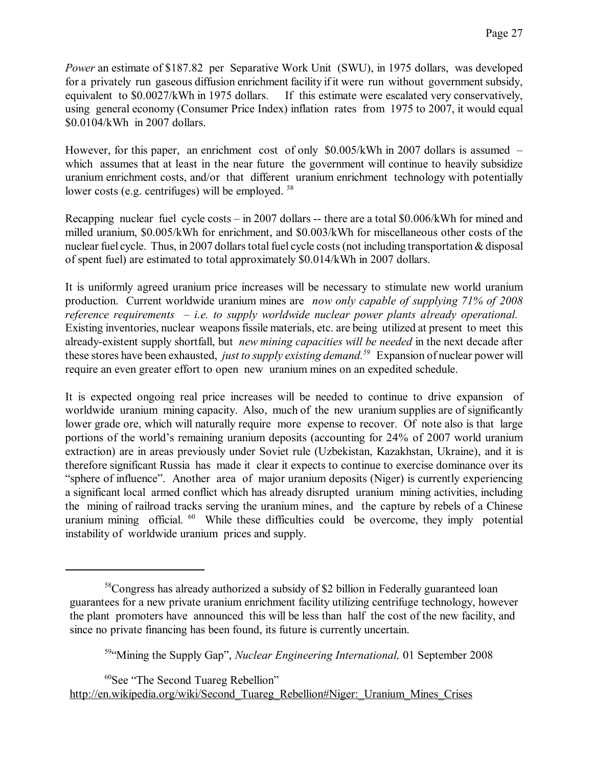*Power* an estimate of $187.82 per Separative Work Unit (SWU), in 1975 dollars, was developed for a privately run gaseous diffusion enrichment facility if it were run without government subsidy, equivalent to $0.0027/kWh in 1975 dollars. If this estimate were escalated very conservatively, using general economy (Consumer Price Index) inflation rates from 1975 to 2007, it would equal $0.0104/kWh in 2007 dollars.

However, for this paper, an enrichment cost of only $0.005/kWh in 2007 dollars is assumed – which assumes that at least in the near future the government will continue to heavily subsidize uranium enrichment costs, and/or that different uranium enrichment technology with potentially lower costs (e.g. centrifuges) will be employed. [58]

Recapping nuclear fuel cycle costs – in 2007 dollars -- there are a total $0.006/kWh for mined and milled uranium, $0.005/kWh for enrichment, and $0.003/kWh for miscellaneous other costs of the nuclear fuel cycle. Thus, in 2007 dollars total fuel cycle costs (not including transportation & disposal of spent fuel) are estimated to total approximately $0.014/kWh in 2007 dollars.

It is uniformly agreed uranium price increases will be necessary to stimulate new world uranium production. Current worldwide uranium mines are *now only capable of supplying 71% of 2008 reference requirements – i.e. to supply worldwide nuclear power plants already operational.* Existing inventories, nuclear weapons fissile materials, etc. are being utilized at present to meet this already-existent supply shortfall, but *new mining capacities will be needed* in the next decade after these stores have been exhausted, *just to supply existing demand.*[59] Expansion of nuclear power will require an even greater effort to open new uranium mines on an expedited schedule.

It is expected ongoing real price increases will be needed to continue to drive expansion of worldwide uranium mining capacity. Also, much of the new uranium supplies are of significantly lower grade ore, which will naturally require more expense to recover. Of note also is that large portions of the world's remaining uranium deposits (accounting for 24% of 2007 world uranium extraction) are in areas previously under Soviet rule (Uzbekistan, Kazakhstan, Ukraine), and it is therefore significant Russia has made it clear it expects to continue to exercise dominance over its "sphere of influence". Another area of major uranium deposits (Niger) is currently experiencing a significant local armed conflict which has already disrupted uranium mining activities, including the mining of railroad tracks serving the uranium mines, and the capture by rebels of a Chinese uranium mining official. [60] While these difficulties could be overcome, they imply potential instability of worldwide uranium prices and supply.

---

[58] Congress has already authorized a subsidy of $2 billion in Federally guaranteed loan guarantees for a new private uranium enrichment facility utilizing centrifuge technology, however the plant promoters have announced this will be less than half the cost of the new facility, and since no private financing has been found, its future is currently uncertain.

[59] "Mining the Supply Gap", *Nuclear Engineering International,* 01 September 2008

[60] See "The Second Tuareg Rebellion" http://en.wikipedia.org/wiki/Second_Tuareg_Rebellion#Niger:_Uranium_Mines_Crises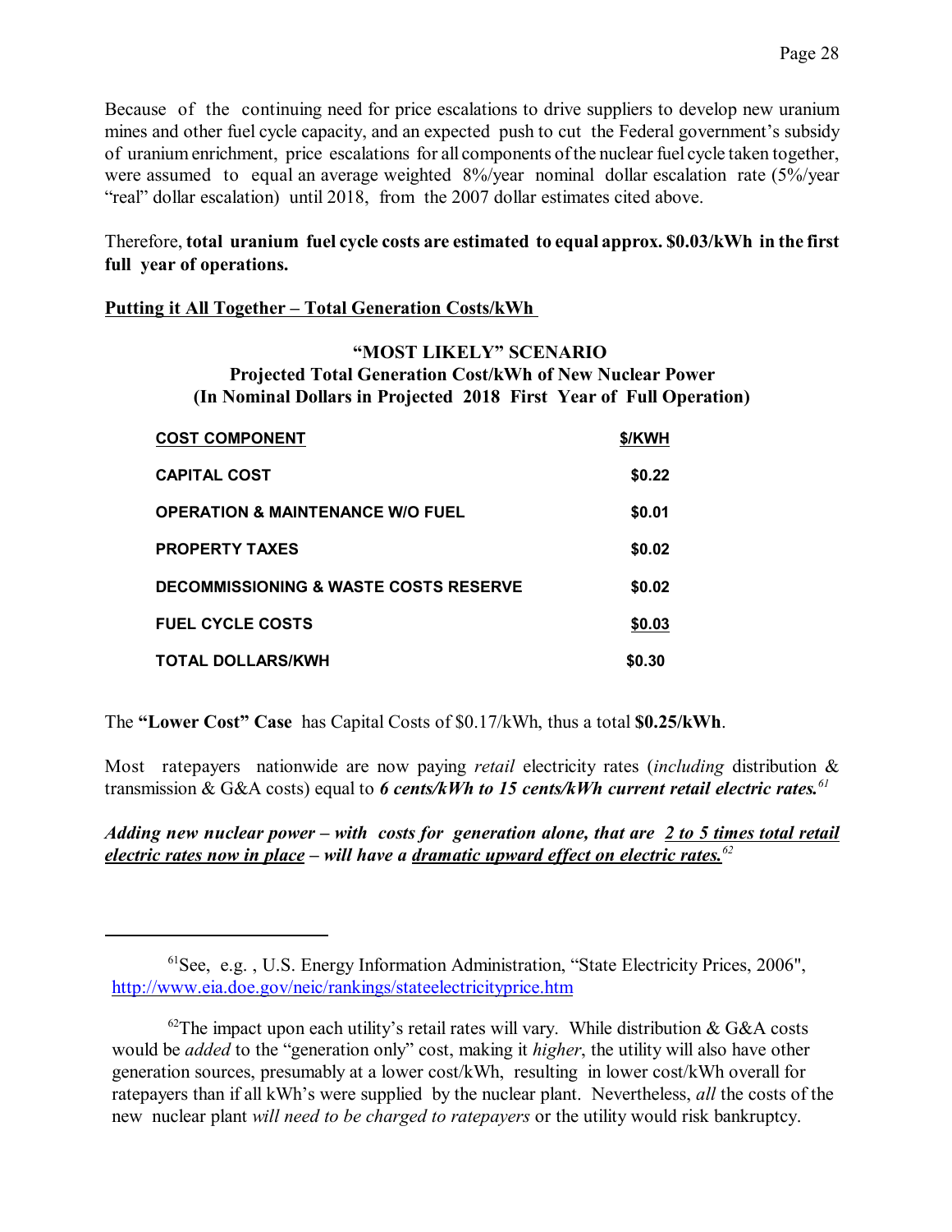Because of the continuing need for price escalations to drive suppliers to develop new uranium mines and other fuel cycle capacity, and an expected push to cut the Federal government's subsidy of uranium enrichment, price escalations for all components of the nuclear fuel cycle taken together, were assumed to equal an average weighted 8%/year nominal dollar escalation rate (5%/year "real" dollar escalation) until 2018, from the 2007 dollar estimates cited above.

Therefore, **total uranium fuel cycle costs are estimated to equal approx. $0.03/kWh in the first full year of operations.**

**Putting it All Together – Total Generation Costs/kWh**

**"MOST LIKELY" SCENARIO**
**Projected Total Generation Cost/kWh of New Nuclear Power**
**(In Nominal Dollars in Projected 2018 First Year of Full Operation)**

| COST COMPONENT | $/KWH |
|---|---|
| CAPITAL COST | $0.22 |
| OPERATION & MAINTENANCE W/O FUEL | $0.01 |
| PROPERTY TAXES | $0.02 |
| DECOMMISSIONING & WASTE COSTS RESERVE | $0.02 |
| FUEL CYCLE COSTS | $0.03 |
| TOTAL DOLLARS/KWH | $0.30 |

The **"Lower Cost" Case** has Capital Costs of $0.17/kWh, thus a total **$0.25/kWh**.

Most ratepayers nationwide are now paying *retail* electricity rates (*including* distribution & transmission & G&A costs) equal to ***6 cents/kWh to 15 cents/kWh current retail electric rates.***[61]

***Adding new nuclear power – with costs for generation alone, that are 2 to 5 times total retail electric rates now in place – will have a dramatic upward effect on electric rates.***[62]

---

[61] See, e.g. , U.S. Energy Information Administration, "State Electricity Prices, 2006", http://www.eia.doe.gov/neic/rankings/stateelectricityprice.htm

[62] The impact upon each utility's retail rates will vary. While distribution & G&A costs would be *added* to the "generation only" cost, making it *higher*, the utility will also have other generation sources, presumably at a lower cost/kWh, resulting in lower cost/kWh overall for ratepayers than if all kWh's were supplied by the nuclear plant. Nevertheless, *all* the costs of the new nuclear plant *will need to be charged to ratepayers* or the utility would risk bankruptcy.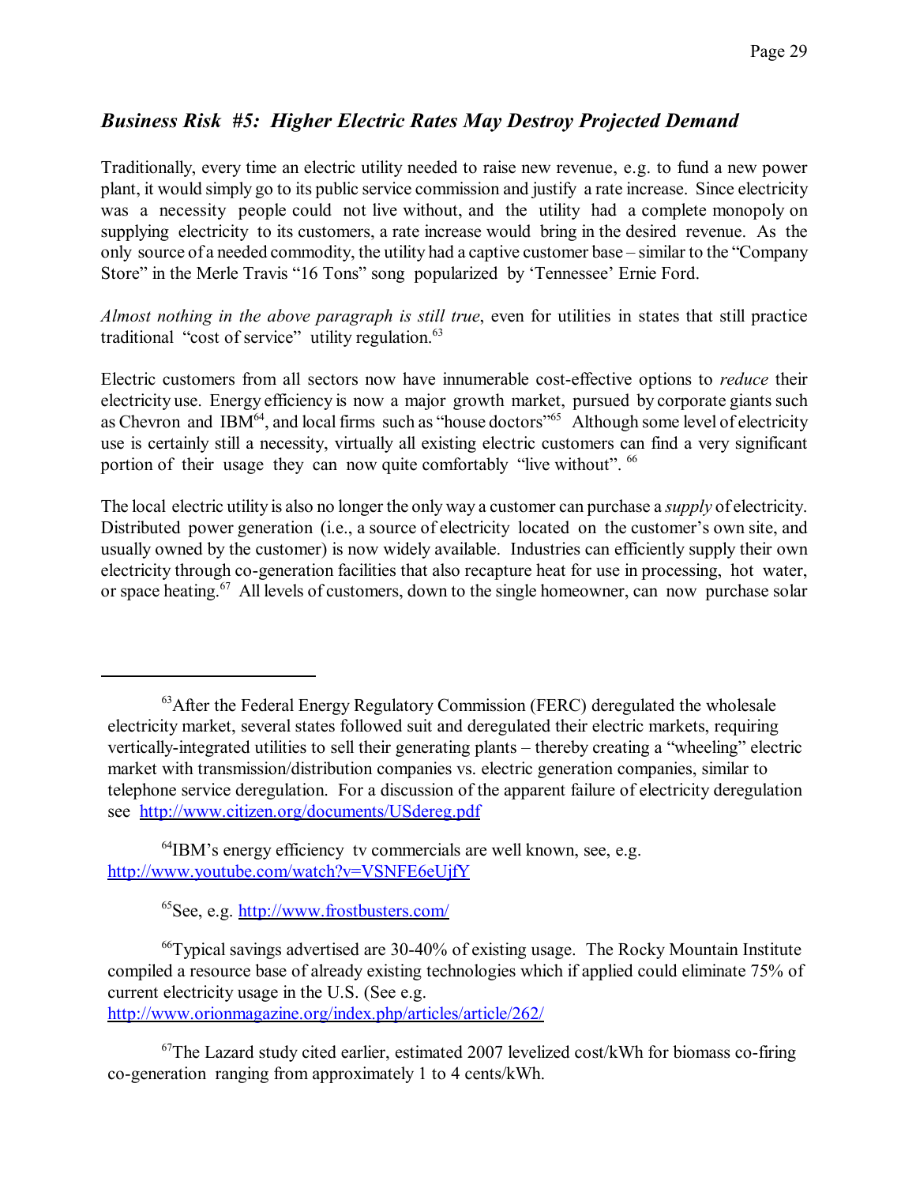### *Business Risk #5: Higher Electric Rates May Destroy Projected Demand*

Traditionally, every time an electric utility needed to raise new revenue, e.g. to fund a new power plant, it would simply go to its public service commission and justify a rate increase. Since electricity was a necessity people could not live without, and the utility had a complete monopoly on supplying electricity to its customers, a rate increase would bring in the desired revenue. As the only source of a needed commodity, the utility had a captive customer base – similar to the "Company Store" in the Merle Travis "16 Tons" song popularized by 'Tennessee' Ernie Ford.

*Almost nothing in the above paragraph is still true*, even for utilities in states that still practice traditional "cost of service" utility regulation.[63]

Electric customers from all sectors now have innumerable cost-effective options to *reduce* their electricity use. Energy efficiency is now a major growth market, pursued by corporate giants such as Chevron and IBM[64], and local firms such as "house doctors"[65] Although some level of electricity use is certainly still a necessity, virtually all existing electric customers can find a very significant portion of their usage they can now quite comfortably "live without". [66]

The local electric utility is also no longer the only way a customer can purchase a *supply* of electricity. Distributed power generation (i.e., a source of electricity located on the customer's own site, and usually owned by the customer) is now widely available. Industries can efficiently supply their own electricity through co-generation facilities that also recapture heat for use in processing, hot water, or space heating.[67] All levels of customers, down to the single homeowner, can now purchase solar

---

[63] After the Federal Energy Regulatory Commission (FERC) deregulated the wholesale electricity market, several states followed suit and deregulated their electric markets, requiring vertically-integrated utilities to sell their generating plants – thereby creating a "wheeling" electric market with transmission/distribution companies vs. electric generation companies, similar to telephone service deregulation. For a discussion of the apparent failure of electricity deregulation see http://www.citizen.org/documents/USdereg.pdf

[64] IBM's energy efficiency tv commercials are well known, see, e.g. http://www.youtube.com/watch?v=VSNFE6eUjfY

[65] See, e.g. http://www.frostbusters.com/

[66] Typical savings advertised are 30-40% of existing usage. The Rocky Mountain Institute compiled a resource base of already existing technologies which if applied could eliminate 75% of current electricity usage in the U.S. (See e.g. http://www.orionmagazine.org/index.php/articles/article/262/

[67] The Lazard study cited earlier, estimated 2007 levelized cost/kWh for biomass co-firing co-generation ranging from approximately 1 to 4 cents/kWh.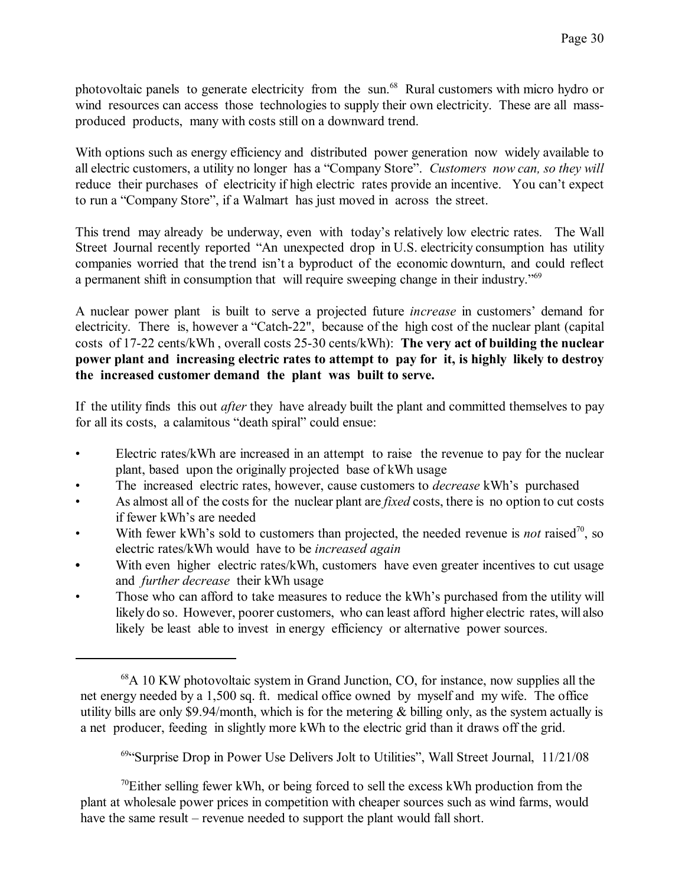photovoltaic panels to generate electricity from the sun.[68] Rural customers with micro hydro or wind resources can access those technologies to supply their own electricity. These are all mass-produced products, many with costs still on a downward trend.

With options such as energy efficiency and distributed power generation now widely available to all electric customers, a utility no longer has a "Company Store". *Customers now can, so they will* reduce their purchases of electricity if high electric rates provide an incentive. You can't expect to run a "Company Store", if a Walmart has just moved in across the street.

This trend may already be underway, even with today's relatively low electric rates. The Wall Street Journal recently reported "An unexpected drop in U.S. electricity consumption has utility companies worried that the trend isn't a byproduct of the economic downturn, and could reflect a permanent shift in consumption that will require sweeping change in their industry."[69]

A nuclear power plant is built to serve a projected future *increase* in customers' demand for electricity. There is, however a "Catch-22", because of the high cost of the nuclear plant (capital costs of 17-22 cents/kWh , overall costs 25-30 cents/kWh): **The very act of building the nuclear power plant and increasing electric rates to attempt to pay for it, is highly likely to destroy the increased customer demand the plant was built to serve.**

If the utility finds this out *after* they have already built the plant and committed themselves to pay for all its costs, a calamitous "death spiral" could ensue:

- Electric rates/kWh are increased in an attempt to raise the revenue to pay for the nuclear plant, based upon the originally projected base of kWh usage
- The increased electric rates, however, cause customers to *decrease* kWh's purchased
- As almost all of the costs for the nuclear plant are *fixed* costs, there is no option to cut costs if fewer kWh's are needed
- With fewer kWh's sold to customers than projected, the needed revenue is *not* raised[70], so electric rates/kWh would have to be *increased again*
- With even higher electric rates/kWh, customers have even greater incentives to cut usage and *further decrease* their kWh usage
- Those who can afford to take measures to reduce the kWh's purchased from the utility will likely do so. However, poorer customers, who can least afford higher electric rates, will also likely be least able to invest in energy efficiency or alternative power sources.

---

[68] A 10 KW photovoltaic system in Grand Junction, CO, for instance, now supplies all the net energy needed by a 1,500 sq. ft. medical office owned by myself and my wife. The office utility bills are only $9.94/month, which is for the metering & billing only, as the system actually is a net producer, feeding in slightly more kWh to the electric grid than it draws off the grid.

[69] "Surprise Drop in Power Use Delivers Jolt to Utilities", Wall Street Journal, 11/21/08

[70] Either selling fewer kWh, or being forced to sell the excess kWh production from the plant at wholesale power prices in competition with cheaper sources such as wind farms, would have the same result – revenue needed to support the plant would fall short.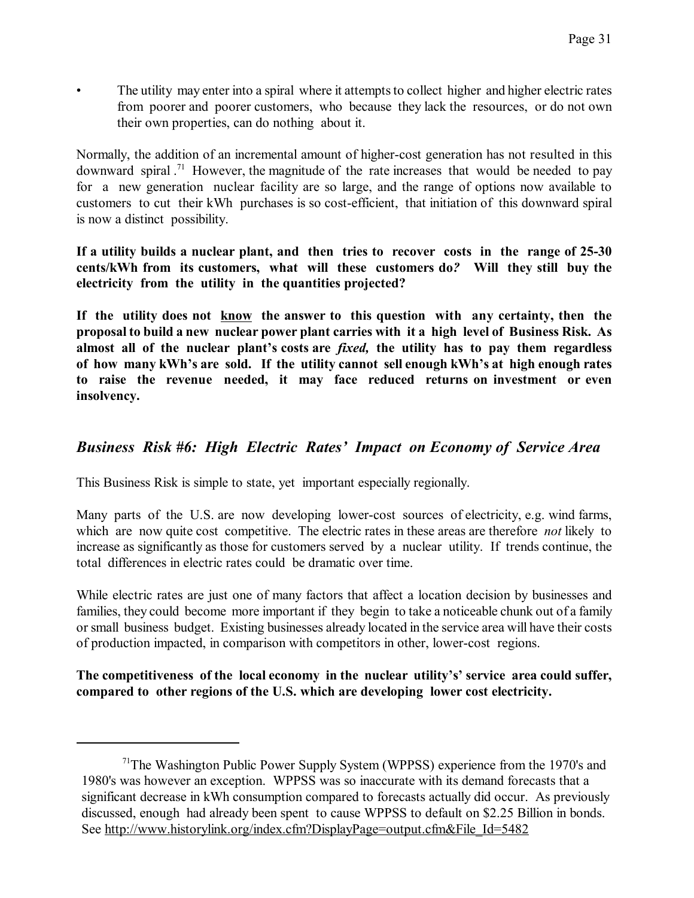- The utility may enter into a spiral where it attempts to collect higher and higher electric rates from poorer and poorer customers, who because they lack the resources, or do not own their own properties, can do nothing about it.

Normally, the addition of an incremental amount of higher-cost generation has not resulted in this downward spiral.[71] However, the magnitude of the rate increases that would be needed to pay for a new generation nuclear facility are so large, and the range of options now available to customers to cut their kWh purchases is so cost-efficient, that initiation of this downward spiral is now a distinct possibility.

**If a utility builds a nuclear plant, and then tries to recover costs in the range of 25-30 cents/kWh from its customers, what will these customers do? Will they still buy the electricity from the utility in the quantities projected?**

**If the utility does not <u>know</u> the answer to this question with any certainty, then the proposal to build a new nuclear power plant carries with it a high level of Business Risk. As almost all of the nuclear plant's costs are *fixed,* the utility has to pay them regardless of how many kWh's are sold. If the utility cannot sell enough kWh's at high enough rates to raise the revenue needed, it may face reduced returns on investment or even insolvency.**

## *Business Risk #6: High Electric Rates' Impact on Economy of Service Area*

This Business Risk is simple to state, yet important especially regionally.

Many parts of the U.S. are now developing lower-cost sources of electricity, e.g. wind farms, which are now quite cost competitive. The electric rates in these areas are therefore *not* likely to increase as significantly as those for customers served by a nuclear utility. If trends continue, the total differences in electric rates could be dramatic over time.

While electric rates are just one of many factors that affect a location decision by businesses and families, they could become more important if they begin to take a noticeable chunk out of a family or small business budget. Existing businesses already located in the service area will have their costs of production impacted, in comparison with competitors in other, lower-cost regions.

**The competitiveness of the local economy in the nuclear utility's' service area could suffer, compared to other regions of the U.S. which are developing lower cost electricity.**

---

[71] The Washington Public Power Supply System (WPPSS) experience from the 1970's and 1980's was however an exception. WPPSS was so inaccurate with its demand forecasts that a significant decrease in kWh consumption compared to forecasts actually did occur. As previously discussed, enough had already been spent to cause WPPSS to default on $2.25 Billion in bonds. See http://www.historylink.org/index.cfm?DisplayPage=output.cfm&File_Id=5482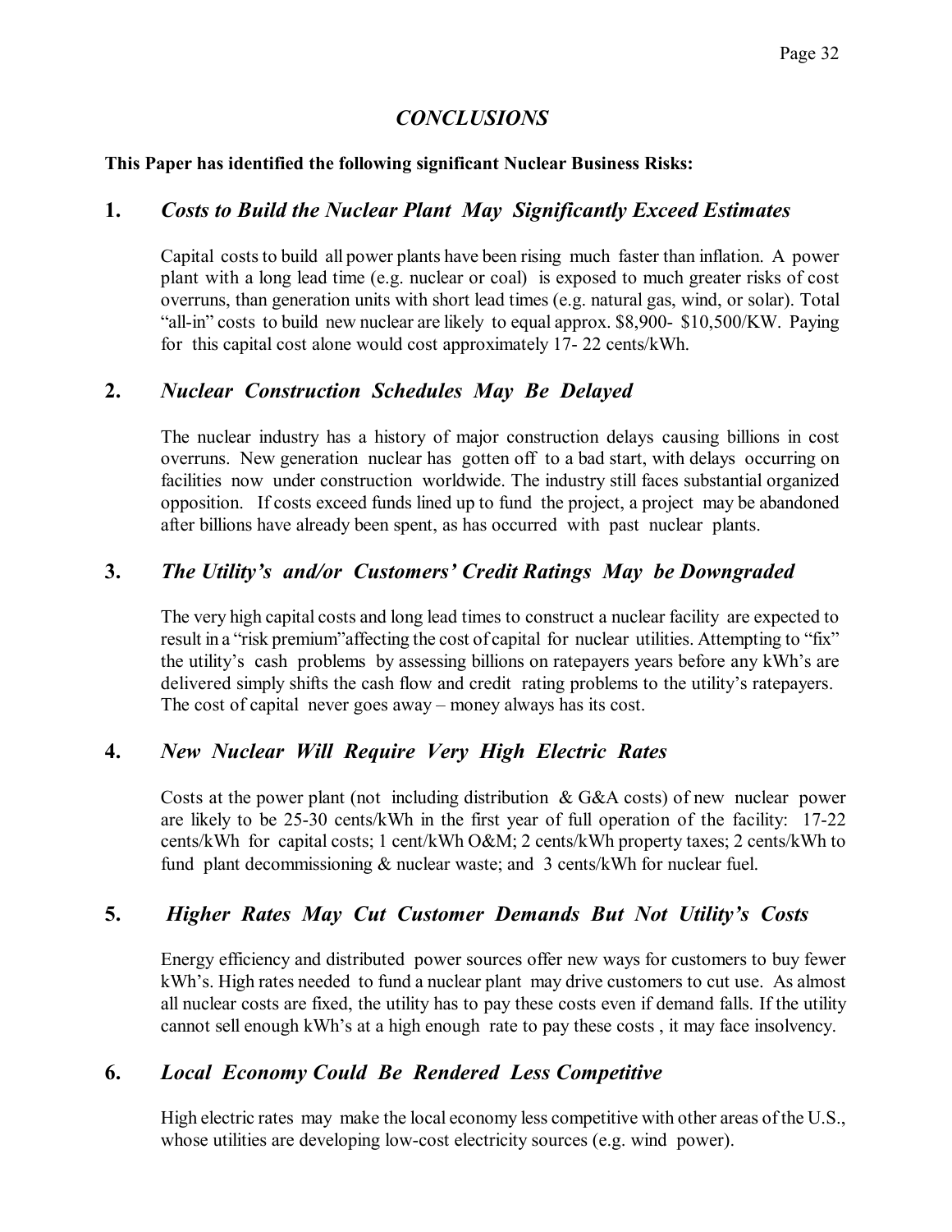## *CONCLUSIONS*

**This Paper has identified the following significant Nuclear Business Risks:**

### 1. *Costs to Build the Nuclear Plant May Significantly Exceed Estimates*

Capital costs to build all power plants have been rising much faster than inflation. A power plant with a long lead time (e.g. nuclear or coal) is exposed to much greater risks of cost overruns, than generation units with short lead times (e.g. natural gas, wind, or solar). Total "all-in" costs to build new nuclear are likely to equal approx. $8,900- $10,500/KW. Paying for this capital cost alone would cost approximately 17- 22 cents/kWh.

### 2. *Nuclear Construction Schedules May Be Delayed*

The nuclear industry has a history of major construction delays causing billions in cost overruns. New generation nuclear has gotten off to a bad start, with delays occurring on facilities now under construction worldwide. The industry still faces substantial organized opposition. If costs exceed funds lined up to fund the project, a project may be abandoned after billions have already been spent, as has occurred with past nuclear plants.

### 3. *The Utility's and/or Customers' Credit Ratings May be Downgraded*

The very high capital costs and long lead times to construct a nuclear facility are expected to result in a "risk premium"affecting the cost of capital for nuclear utilities. Attempting to "fix" the utility's cash problems by assessing billions on ratepayers years before any kWh's are delivered simply shifts the cash flow and credit rating problems to the utility's ratepayers. The cost of capital never goes away – money always has its cost.

### 4. *New Nuclear Will Require Very High Electric Rates*

Costs at the power plant (not including distribution & G&A costs) of new nuclear power are likely to be 25-30 cents/kWh in the first year of full operation of the facility: 17-22 cents/kWh for capital costs; 1 cent/kWh O&M; 2 cents/kWh property taxes; 2 cents/kWh to fund plant decommissioning & nuclear waste; and 3 cents/kWh for nuclear fuel.

### 5. *Higher Rates May Cut Customer Demands But Not Utility's Costs*

Energy efficiency and distributed power sources offer new ways for customers to buy fewer kWh's. High rates needed to fund a nuclear plant may drive customers to cut use. As almost all nuclear costs are fixed, the utility has to pay these costs even if demand falls. If the utility cannot sell enough kWh's at a high enough rate to pay these costs , it may face insolvency.

### 6. *Local Economy Could Be Rendered Less Competitive*

High electric rates may make the local economy less competitive with other areas of the U.S., whose utilities are developing low-cost electricity sources (e.g. wind power).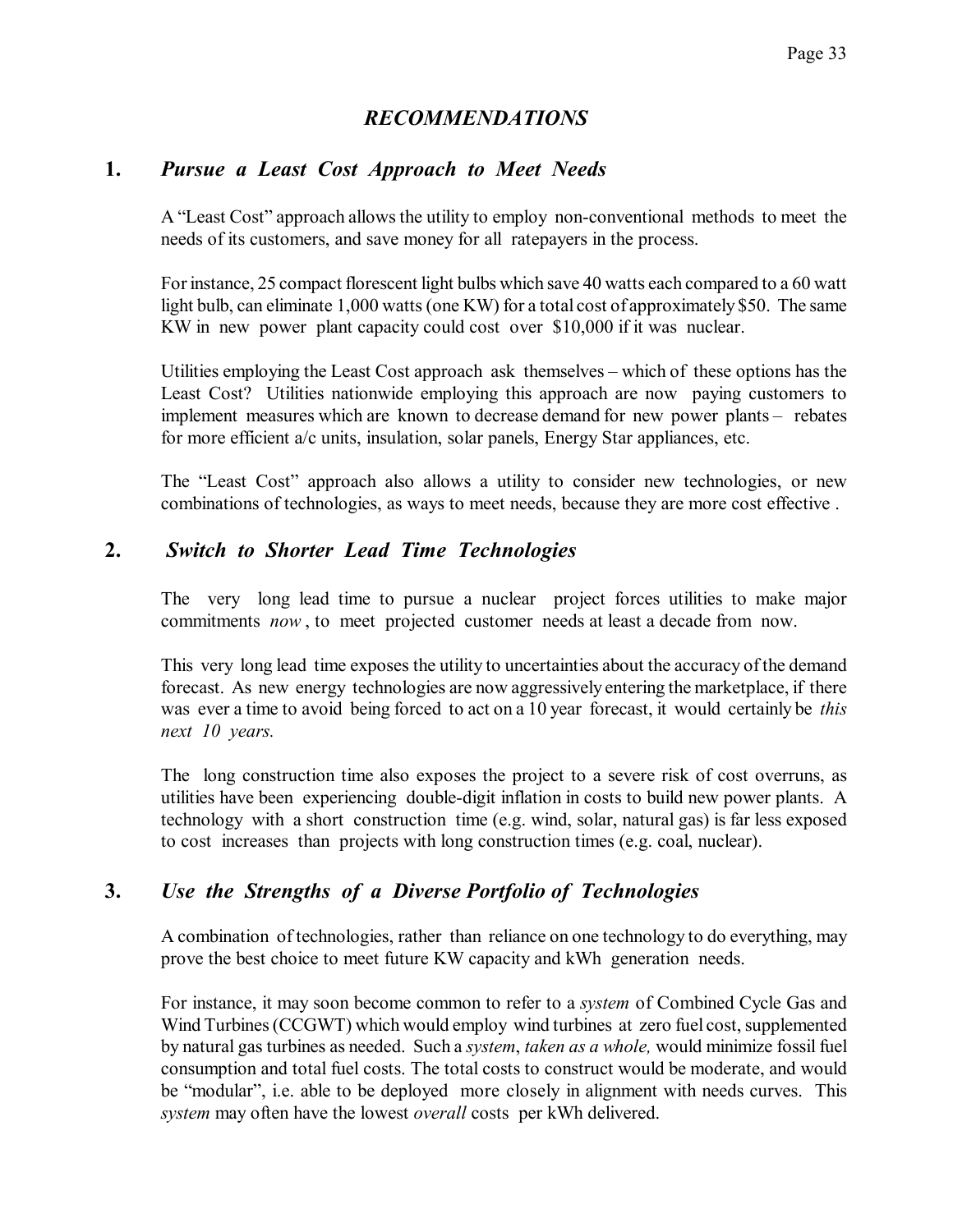# *RECOMMENDATIONS*

## 1. *Pursue a Least Cost Approach to Meet Needs*

A "Least Cost" approach allows the utility to employ non-conventional methods to meet the needs of its customers, and save money for all ratepayers in the process.

For instance, 25 compact florescent light bulbs which save 40 watts each compared to a 60 watt light bulb, can eliminate 1,000 watts (one KW) for a total cost of approximately $50. The same KW in new power plant capacity could cost over $10,000 if it was nuclear.

Utilities employing the Least Cost approach ask themselves – which of these options has the Least Cost? Utilities nationwide employing this approach are now paying customers to implement measures which are known to decrease demand for new power plants – rebates for more efficient a/c units, insulation, solar panels, Energy Star appliances, etc.

The "Least Cost" approach also allows a utility to consider new technologies, or new combinations of technologies, as ways to meet needs, because they are more cost effective .

## 2. *Switch to Shorter Lead Time Technologies*

The very long lead time to pursue a nuclear project forces utilities to make major commitments *now* , to meet projected customer needs at least a decade from now.

This very long lead time exposes the utility to uncertainties about the accuracy of the demand forecast. As new energy technologies are now aggressively entering the marketplace, if there was ever a time to avoid being forced to act on a 10 year forecast, it would certainly be *this next 10 years.*

The long construction time also exposes the project to a severe risk of cost overruns, as utilities have been experiencing double-digit inflation in costs to build new power plants. A technology with a short construction time (e.g. wind, solar, natural gas) is far less exposed to cost increases than projects with long construction times (e.g. coal, nuclear).

## 3. *Use the Strengths of a Diverse Portfolio of Technologies*

A combination of technologies, rather than reliance on one technology to do everything, may prove the best choice to meet future KW capacity and kWh generation needs.

For instance, it may soon become common to refer to a *system* of Combined Cycle Gas and Wind Turbines (CCGWT) which would employ wind turbines at zero fuel cost, supplemented by natural gas turbines as needed. Such a *system*, *taken as a whole,* would minimize fossil fuel consumption and total fuel costs. The total costs to construct would be moderate, and would be "modular", i.e. able to be deployed more closely in alignment with needs curves. This *system* may often have the lowest *overall* costs per kWh delivered.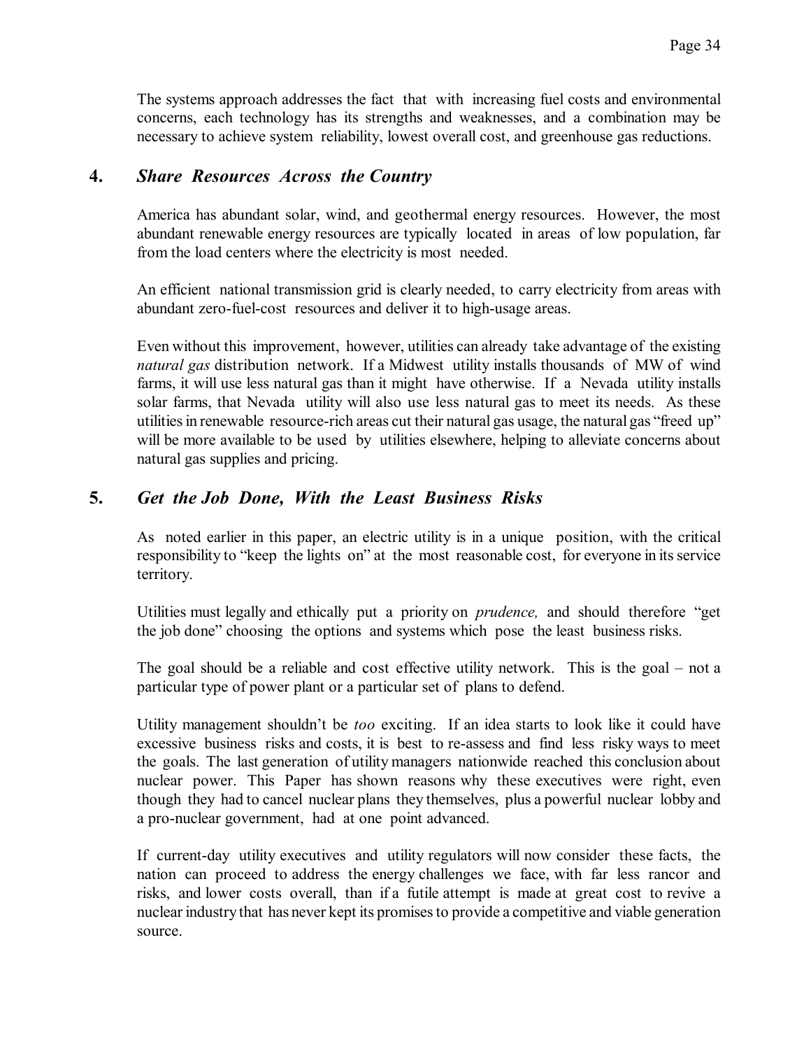The systems approach addresses the fact that with increasing fuel costs and environmental concerns, each technology has its strengths and weaknesses, and a combination may be necessary to achieve system reliability, lowest overall cost, and greenhouse gas reductions.

## 4. *Share Resources Across the Country*

America has abundant solar, wind, and geothermal energy resources. However, the most abundant renewable energy resources are typically located in areas of low population, far from the load centers where the electricity is most needed.

An efficient national transmission grid is clearly needed, to carry electricity from areas with abundant zero-fuel-cost resources and deliver it to high-usage areas.

Even without this improvement, however, utilities can already take advantage of the existing *natural gas* distribution network. If a Midwest utility installs thousands of MW of wind farms, it will use less natural gas than it might have otherwise. If a Nevada utility installs solar farms, that Nevada utility will also use less natural gas to meet its needs. As these utilities in renewable resource-rich areas cut their natural gas usage, the natural gas "freed up" will be more available to be used by utilities elsewhere, helping to alleviate concerns about natural gas supplies and pricing.

## 5. *Get the Job Done, With the Least Business Risks*

As noted earlier in this paper, an electric utility is in a unique position, with the critical responsibility to "keep the lights on" at the most reasonable cost, for everyone in its service territory.

Utilities must legally and ethically put a priority on *prudence,* and should therefore "get the job done" choosing the options and systems which pose the least business risks.

The goal should be a reliable and cost effective utility network. This is the goal – not a particular type of power plant or a particular set of plans to defend.

Utility management shouldn't be *too* exciting. If an idea starts to look like it could have excessive business risks and costs, it is best to re-assess and find less risky ways to meet the goals. The last generation of utility managers nationwide reached this conclusion about nuclear power. This Paper has shown reasons why these executives were right, even though they had to cancel nuclear plans they themselves, plus a powerful nuclear lobby and a pro-nuclear government, had at one point advanced.

If current-day utility executives and utility regulators will now consider these facts, the nation can proceed to address the energy challenges we face, with far less rancor and risks, and lower costs overall, than if a futile attempt is made at great cost to revive a nuclear industry that has never kept its promises to provide a competitive and viable generation source.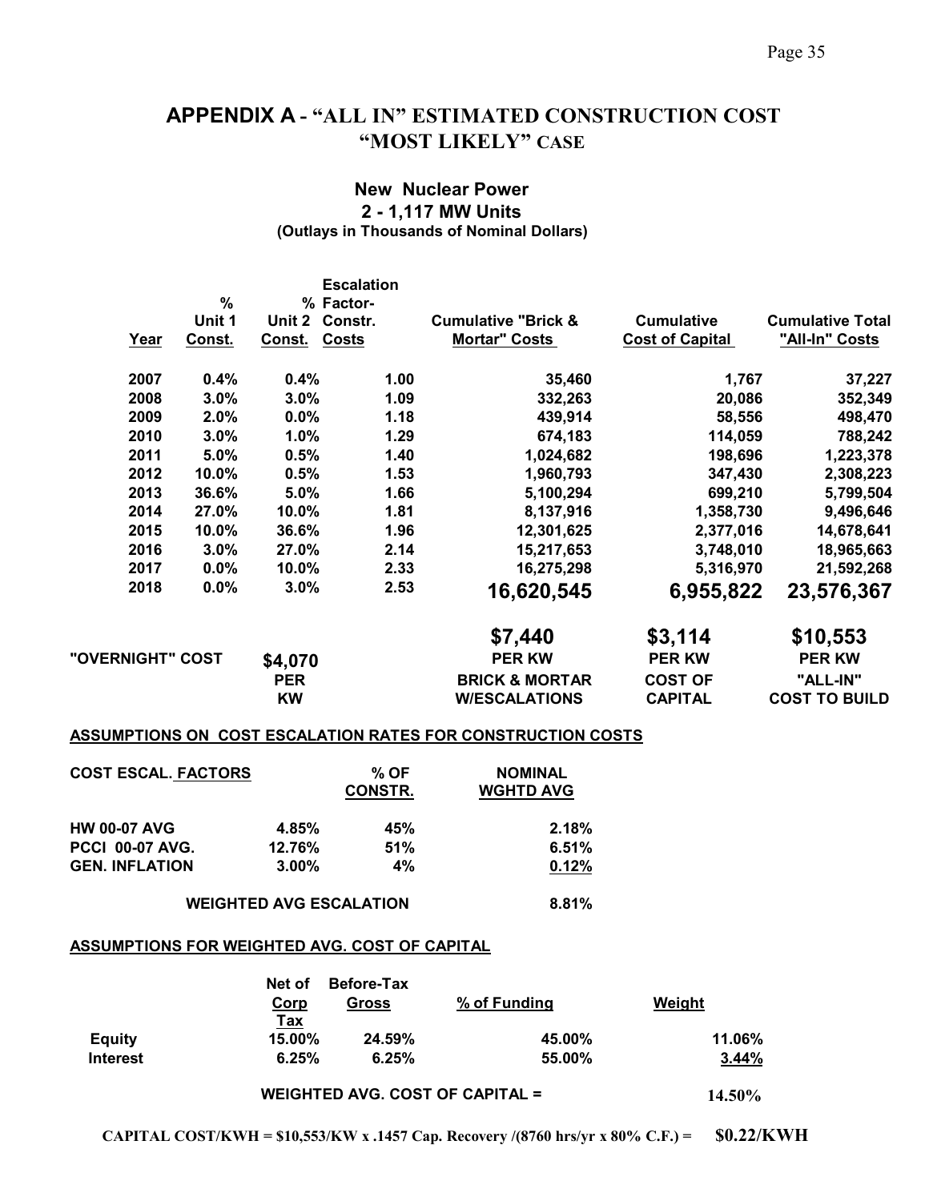# APPENDIX A - "ALL IN" ESTIMATED CONSTRUCTION COST "MOST LIKELY" CASE

### New Nuclear Power
### 2 - 1,117 MW Units
**(Outlays in Thousands of Nominal Dollars)**

| Year | % Unit 1 Const. | % Unit 2 Const. | Escalation Factor-Constr. Costs | Cumulative "Brick & Mortar" Costs | Cumulative Cost of Capital | Cumulative Total "All-In" Costs |
|---|---|---|---|---|---|---|
| 2007 | 0.4% | 0.4% | 1.00 | 35,460 | 1,767 | 37,227 |
| 2008 | 3.0% | 3.0% | 1.09 | 332,263 | 20,086 | 352,349 |
| 2009 | 2.0% | 0.0% | 1.18 | 439,914 | 58,556 | 498,470 |
| 2010 | 3.0% | 1.0% | 1.29 | 674,183 | 114,059 | 788,242 |
| 2011 | 5.0% | 0.5% | 1.40 | 1,024,682 | 198,696 | 1,223,378 |
| 2012 | 10.0% | 0.5% | 1.53 | 1,960,793 | 347,430 | 2,308,223 |
| 2013 | 36.6% | 5.0% | 1.66 | 5,100,294 | 699,210 | 5,799,504 |
| 2014 | 27.0% | 10.0% | 1.81 | 8,137,916 | 1,358,730 | 9,496,646 |
| 2015 | 10.0% | 36.6% | 1.96 | 12,301,625 | 2,377,016 | 14,678,641 |
| 2016 | 3.0% | 27.0% | 2.14 | 15,217,653 | 3,748,010 | 18,965,663 |
| 2017 | 0.0% | 10.0% | 2.33 | 16,275,298 | 5,316,970 | 21,592,268 |
| 2018 | 0.0% | 3.0% | 2.53 | **16,620,545** | **6,955,822** | **23,576,367** |
| "OVERNIGHT" COST | | $4,070 PER KW | | $7,440 PER KW BRICK & MORTAR W/ESCALATIONS | $3,114 PER KW COST OF CAPITAL | $10,553 PER KW "ALL-IN" COST TO BUILD |

**ASSUMPTIONS ON COST ESCALATION RATES FOR CONSTRUCTION COSTS**

| COST ESCAL. FACTORS | | % OF CONSTR. | NOMINAL WGHTD AVG |
|---|---|---|---|
| HW 00-07 AVG | 4.85% | 45% | 2.18% |
| PCCI 00-07 AVG. | 12.76% | 51% | 6.51% |
| GEN. INFLATION | 3.00% | 4% | 0.12% |
| **WEIGHTED AVG ESCALATION** | | | **8.81%** |

**ASSUMPTIONS FOR WEIGHTED AVG. COST OF CAPITAL**

| | Net of Corp Tax | Before-Tax Gross | % of Funding | Weight |
|---|---|---|---|---|
| Equity | 15.00% | 24.59% | 45.00% | 11.06% |
| Interest | 6.25% | 6.25% | 55.00% | 3.44% |
| **WEIGHTED AVG. COST OF CAPITAL =** | | | | **14.50%** |

**CAPITAL COST/KWH = $10,553/KW x .1457 Cap. Recovery /(8760 hrs/yr x 80% C.F.) = $0.22/KWH**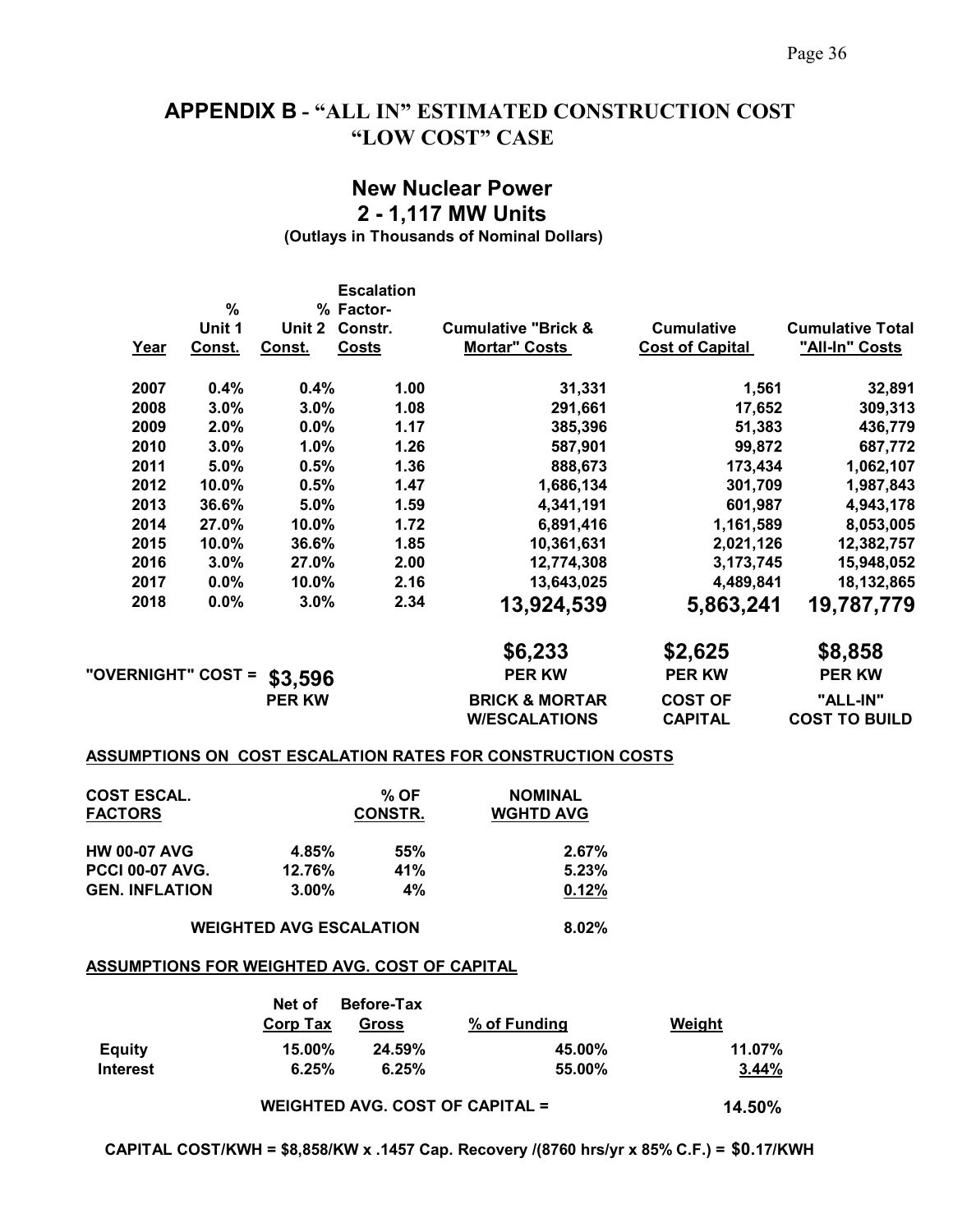## APPENDIX B - "ALL IN" ESTIMATED CONSTRUCTION COST "LOW COST" CASE

### New Nuclear Power
### 2 - 1,117 MW Units
**(Outlays in Thousands of Nominal Dollars)**

| Year | % Unit 1 Const. | % Unit 2 Const. | Escalation Factor-Constr. Costs | Cumulative "Brick & Mortar" Costs | Cumulative Cost of Capital | Cumulative Total "All-In" Costs |
|---|---|---|---|---|---|---|
| 2007 | 0.4% | 0.4% | 1.00 | 31,331 | 1,561 | 32,891 |
| 2008 | 3.0% | 3.0% | 1.08 | 291,661 | 17,652 | 309,313 |
| 2009 | 2.0% | 0.0% | 1.17 | 385,396 | 51,383 | 436,779 |
| 2010 | 3.0% | 1.0% | 1.26 | 587,901 | 99,872 | 687,772 |
| 2011 | 5.0% | 0.5% | 1.36 | 888,673 | 173,434 | 1,062,107 |
| 2012 | 10.0% | 0.5% | 1.47 | 1,686,134 | 301,709 | 1,987,843 |
| 2013 | 36.6% | 5.0% | 1.59 | 4,341,191 | 601,987 | 4,943,178 |
| 2014 | 27.0% | 10.0% | 1.72 | 6,891,416 | 1,161,589 | 8,053,005 |
| 2015 | 10.0% | 36.6% | 1.85 | 10,361,631 | 2,021,126 | 12,382,757 |
| 2016 | 3.0% | 27.0% | 2.00 | 12,774,308 | 3,173,745 | 15,948,052 |
| 2017 | 0.0% | 10.0% | 2.16 | 13,643,025 | 4,489,841 | 18,132,865 |
| 2018 | 0.0% | 3.0% | 2.34 | **13,924,539** | **5,863,241** | **19,787,779** |

| "OVERNIGHT" COST = | **$3,596** PER KW | | **$6,233** PER KW BRICK & MORTAR W/ESCALATIONS | **$2,625** PER KW COST OF CAPITAL | **$8,858** PER KW "ALL-IN" COST TO BUILD |
|---|---|---|---|---|---|

**ASSUMPTIONS ON COST ESCALATION RATES FOR CONSTRUCTION COSTS**

| COST ESCAL. FACTORS | | % OF CONSTR. | NOMINAL WGHTD AVG |
|---|---|---|---|
| HW 00-07 AVG | 4.85% | 55% | 2.67% |
| PCCI 00-07 AVG. | 12.76% | 41% | 5.23% |
| GEN. INFLATION | 3.00% | 4% | 0.12% |
| WEIGHTED AVG ESCALATION | | | 8.02% |

**ASSUMPTIONS FOR WEIGHTED AVG. COST OF CAPITAL**

| | Net of Corp Tax | Before-Tax Gross | % of Funding | Weight |
|---|---|---|---|---|
| Equity | 15.00% | 24.59% | 45.00% | 11.07% |
| Interest | 6.25% | 6.25% | 55.00% | 3.44% |
| WEIGHTED AVG. COST OF CAPITAL = | | | | 14.50% |

**CAPITAL COST/KWH = $8,858/KW x .1457 Cap. Recovery /(8760 hrs/yr x 85% C.F.) = $0.17/KWH**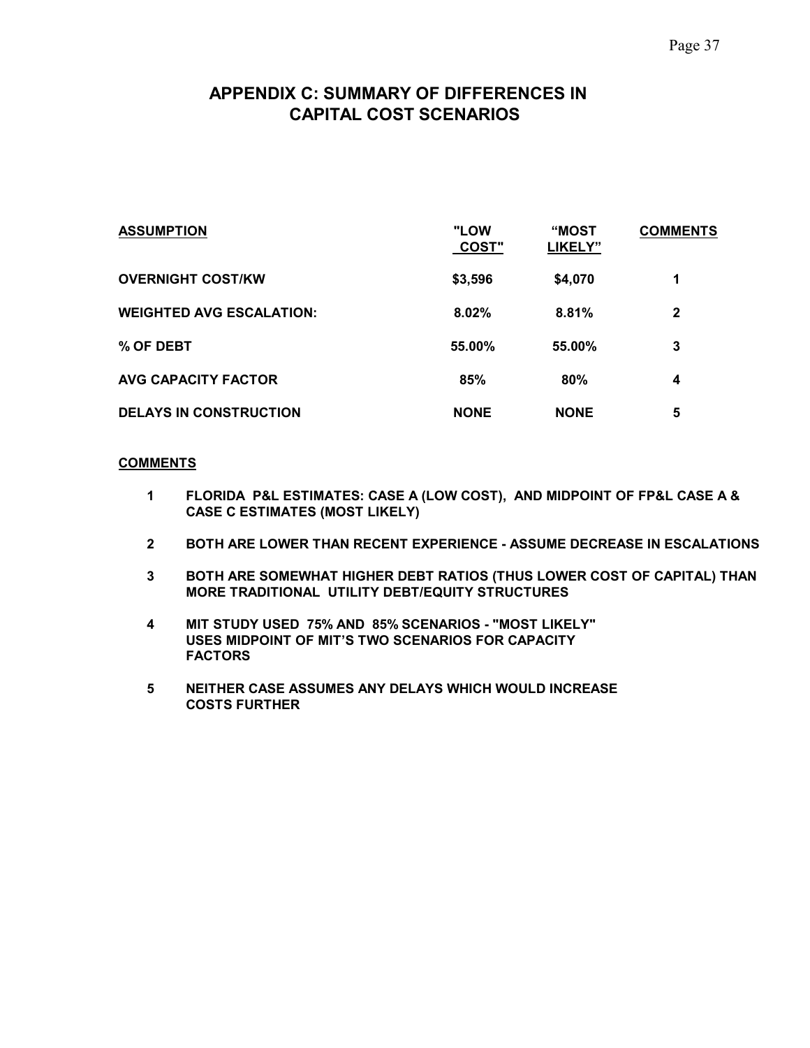# APPENDIX C: SUMMARY OF DIFFERENCES IN CAPITAL COST SCENARIOS

| ASSUMPTION | "LOW COST" | "MOST LIKELY" | COMMENTS |
|---|---|---|---|
| OVERNIGHT COST/KW | $3,596 | $4,070 | 1 |
| WEIGHTED AVG ESCALATION: | 8.02% | 8.81% | 2 |
| % OF DEBT | 55.00% | 55.00% | 3 |
| AVG CAPACITY FACTOR | 85% | 80% | 4 |
| DELAYS IN CONSTRUCTION | NONE | NONE | 5 |

**COMMENTS**

1. FLORIDA P&L ESTIMATES: CASE A (LOW COST), AND MIDPOINT OF FP&L CASE A & CASE C ESTIMATES (MOST LIKELY)
2. BOTH ARE LOWER THAN RECENT EXPERIENCE - ASSUME DECREASE IN ESCALATIONS
3. BOTH ARE SOMEWHAT HIGHER DEBT RATIOS (THUS LOWER COST OF CAPITAL) THAN MORE TRADITIONAL UTILITY DEBT/EQUITY STRUCTURES
4. MIT STUDY USED 75% AND 85% SCENARIOS - "MOST LIKELY" USES MIDPOINT OF MIT'S TWO SCENARIOS FOR CAPACITY FACTORS
5. NEITHER CASE ASSUMES ANY DELAYS WHICH WOULD INCREASE COSTS FURTHER